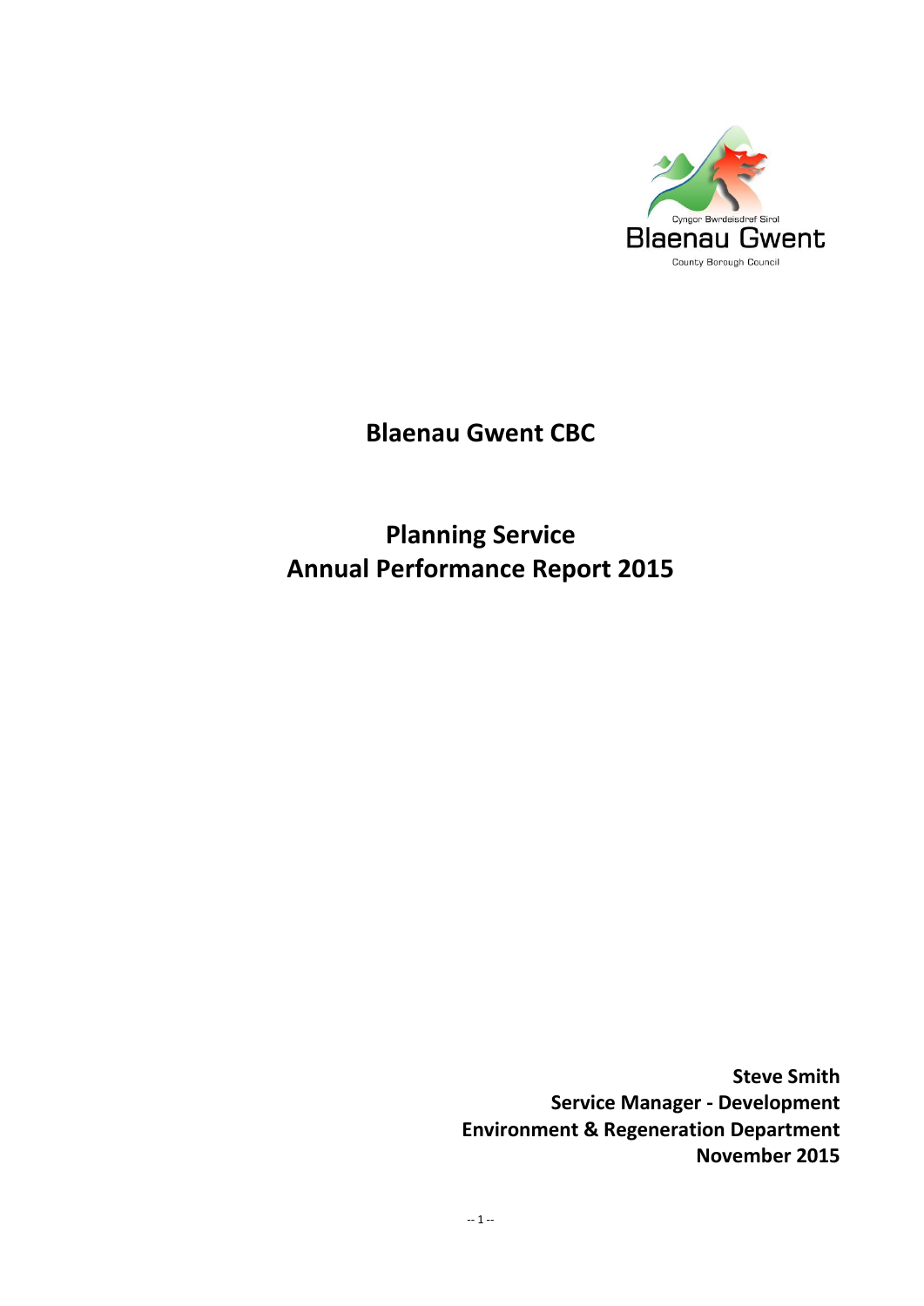Cyngor Bwrdeisdref Sirol

Blaenau Gwent

County Borough Council

# Blaenau Gwent CBC

# Planning Service
# Annual Performance Report 2015

**Steve Smith**
**Service Manager - Development**
**Environment & Regeneration Department**
**November 2015**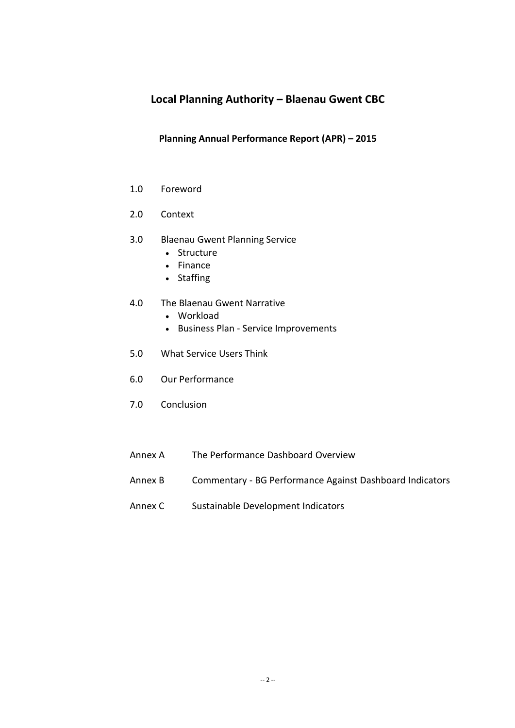# Local Planning Authority – Blaenau Gwent CBC

## Planning Annual Performance Report (APR) – 2015

1.0 Foreword

2.0 Context

3.0 Blaenau Gwent Planning Service
- Structure
- Finance
- Staffing

4.0 The Blaenau Gwent Narrative
- Workload
- Business Plan - Service Improvements

5.0 What Service Users Think

6.0 Our Performance

7.0 Conclusion

Annex A The Performance Dashboard Overview

Annex B Commentary - BG Performance Against Dashboard Indicators

Annex C Sustainable Development Indicators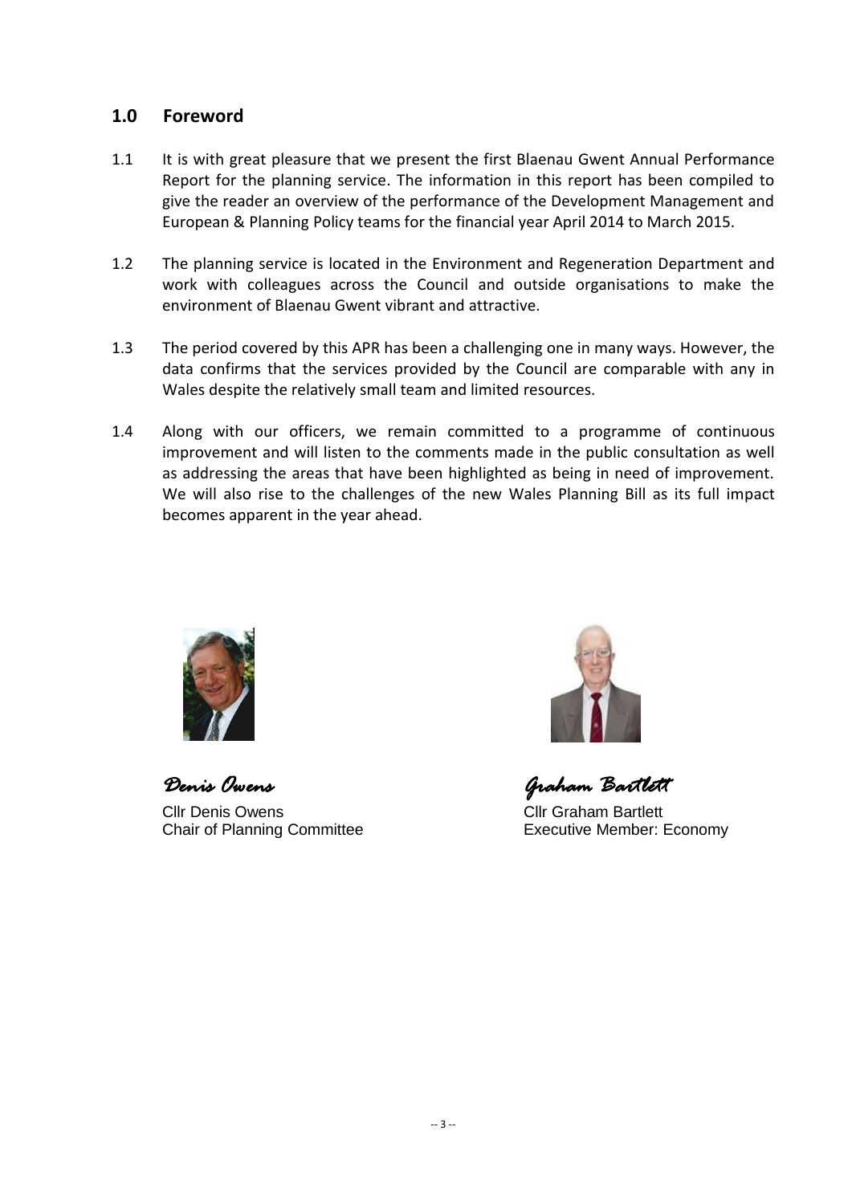## 1.0 Foreword

1.1 It is with great pleasure that we present the first Blaenau Gwent Annual Performance Report for the planning service. The information in this report has been compiled to give the reader an overview of the performance of the Development Management and European & Planning Policy teams for the financial year April 2014 to March 2015.

1.2 The planning service is located in the Environment and Regeneration Department and work with colleagues across the Council and outside organisations to make the environment of Blaenau Gwent vibrant and attractive.

1.3 The period covered by this APR has been a challenging one in many ways. However, the data confirms that the services provided by the Council are comparable with any in Wales despite the relatively small team and limited resources.

1.4 Along with our officers, we remain committed to a programme of continuous improvement and will listen to the comments made in the public consultation as well as addressing the areas that have been highlighted as being in need of improvement. We will also rise to the challenges of the new Wales Planning Bill as its full impact becomes apparent in the year ahead.

*Denis Owens*

Cllr Denis Owens
Chair of Planning Committee

*Graham Bartlett*

Cllr Graham Bartlett
Executive Member: Economy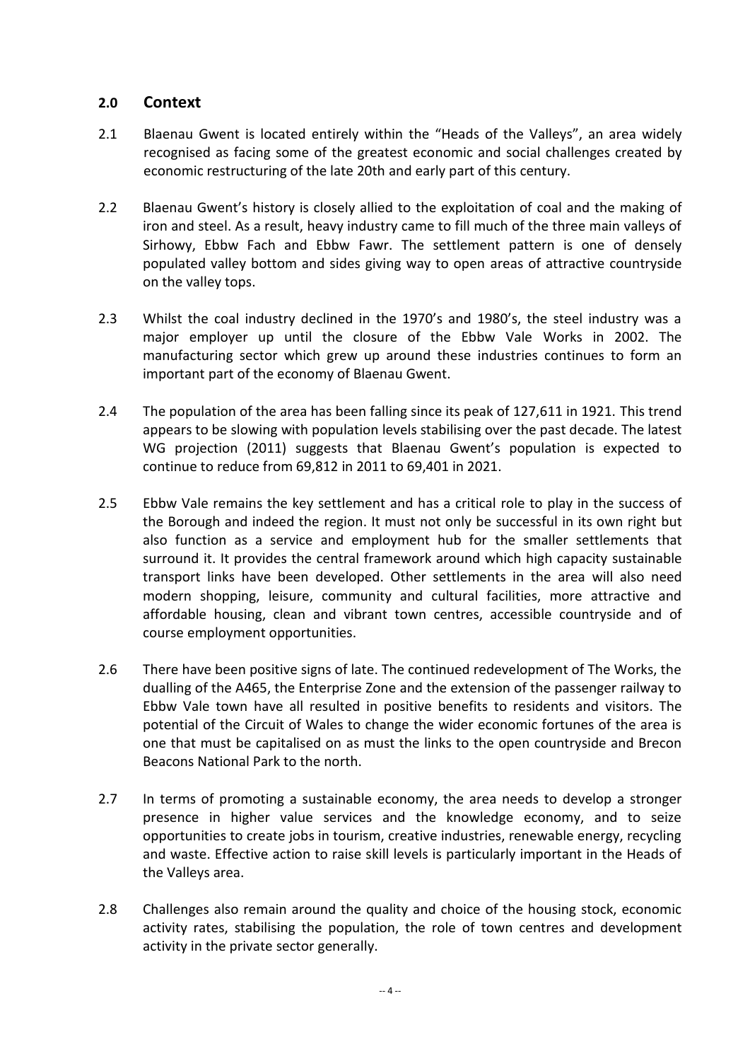## 2.0 Context

2.1 Blaenau Gwent is located entirely within the "Heads of the Valleys", an area widely recognised as facing some of the greatest economic and social challenges created by economic restructuring of the late 20th and early part of this century.

2.2 Blaenau Gwent's history is closely allied to the exploitation of coal and the making of iron and steel. As a result, heavy industry came to fill much of the three main valleys of Sirhowy, Ebbw Fach and Ebbw Fawr. The settlement pattern is one of densely populated valley bottom and sides giving way to open areas of attractive countryside on the valley tops.

2.3 Whilst the coal industry declined in the 1970's and 1980's, the steel industry was a major employer up until the closure of the Ebbw Vale Works in 2002. The manufacturing sector which grew up around these industries continues to form an important part of the economy of Blaenau Gwent.

2.4 The population of the area has been falling since its peak of 127,611 in 1921. This trend appears to be slowing with population levels stabilising over the past decade. The latest WG projection (2011) suggests that Blaenau Gwent's population is expected to continue to reduce from 69,812 in 2011 to 69,401 in 2021.

2.5 Ebbw Vale remains the key settlement and has a critical role to play in the success of the Borough and indeed the region. It must not only be successful in its own right but also function as a service and employment hub for the smaller settlements that surround it. It provides the central framework around which high capacity sustainable transport links have been developed. Other settlements in the area will also need modern shopping, leisure, community and cultural facilities, more attractive and affordable housing, clean and vibrant town centres, accessible countryside and of course employment opportunities.

2.6 There have been positive signs of late. The continued redevelopment of The Works, the dualling of the A465, the Enterprise Zone and the extension of the passenger railway to Ebbw Vale town have all resulted in positive benefits to residents and visitors. The potential of the Circuit of Wales to change the wider economic fortunes of the area is one that must be capitalised on as must the links to the open countryside and Brecon Beacons National Park to the north.

2.7 In terms of promoting a sustainable economy, the area needs to develop a stronger presence in higher value services and the knowledge economy, and to seize opportunities to create jobs in tourism, creative industries, renewable energy, recycling and waste. Effective action to raise skill levels is particularly important in the Heads of the Valleys area.

2.8 Challenges also remain around the quality and choice of the housing stock, economic activity rates, stabilising the population, the role of town centres and development activity in the private sector generally.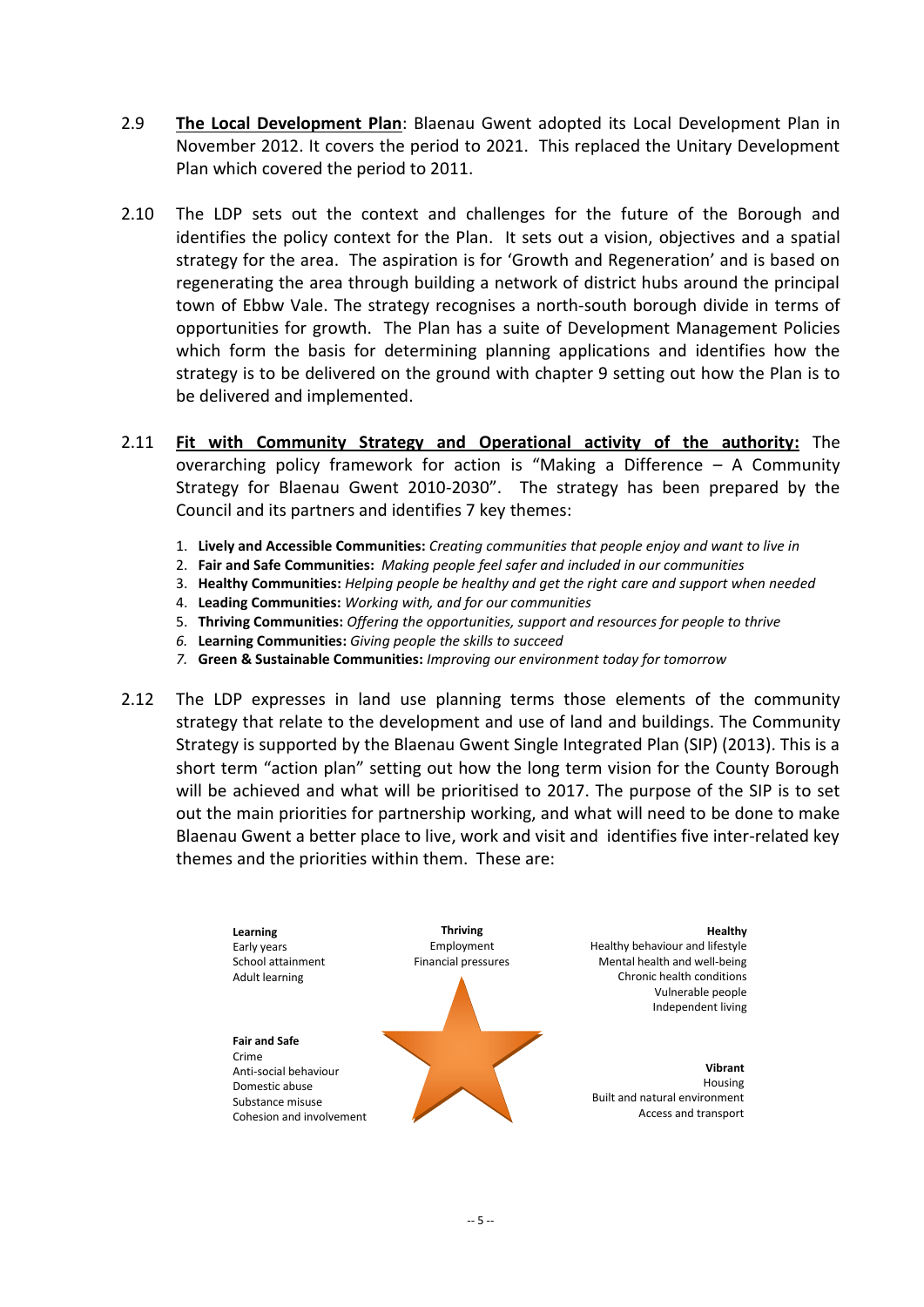2.9 **The Local Development Plan**: Blaenau Gwent adopted its Local Development Plan in November 2012. It covers the period to 2021. This replaced the Unitary Development Plan which covered the period to 2011.

2.10 The LDP sets out the context and challenges for the future of the Borough and identifies the policy context for the Plan. It sets out a vision, objectives and a spatial strategy for the area. The aspiration is for 'Growth and Regeneration' and is based on regenerating the area through building a network of district hubs around the principal town of Ebbw Vale. The strategy recognises a north-south borough divide in terms of opportunities for growth. The Plan has a suite of Development Management Policies which form the basis for determining planning applications and identifies how the strategy is to be delivered on the ground with chapter 9 setting out how the Plan is to be delivered and implemented.

2.11 **Fit with Community Strategy and Operational activity of the authority:** The overarching policy framework for action is "Making a Difference – A Community Strategy for Blaenau Gwent 2010-2030". The strategy has been prepared by the Council and its partners and identifies 7 key themes:

1. **Lively and Accessible Communities:** *Creating communities that people enjoy and want to live in*
2. **Fair and Safe Communities:** *Making people feel safer and included in our communities*
3. **Healthy Communities:** *Helping people be healthy and get the right care and support when needed*
4. **Leading Communities:** *Working with, and for our communities*
5. **Thriving Communities:** *Offering the opportunities, support and resources for people to thrive*
6. **Learning Communities:** *Giving people the skills to succeed*
7. **Green & Sustainable Communities:** *Improving our environment today for tomorrow*

2.12 The LDP expresses in land use planning terms those elements of the community strategy that relate to the development and use of land and buildings. The Community Strategy is supported by the Blaenau Gwent Single Integrated Plan (SIP) (2013). This is a short term "action plan" setting out how the long term vision for the County Borough will be achieved and what will be prioritised to 2017. The purpose of the SIP is to set out the main priorities for partnership working, and what will need to be done to make Blaenau Gwent a better place to live, work and visit and identifies five inter-related key themes and the priorities within them. These are:

**Learning**
Early years
School attainment
Adult learning

**Thriving**
Employment
Financial pressures

**Healthy**
Healthy behaviour and lifestyle
Mental health and well-being
Chronic health conditions
Vulnerable people
Independent living

**Fair and Safe**
Crime
Anti-social behaviour
Domestic abuse
Substance misuse
Cohesion and involvement

**Vibrant**
Housing
Built and natural environment
Access and transport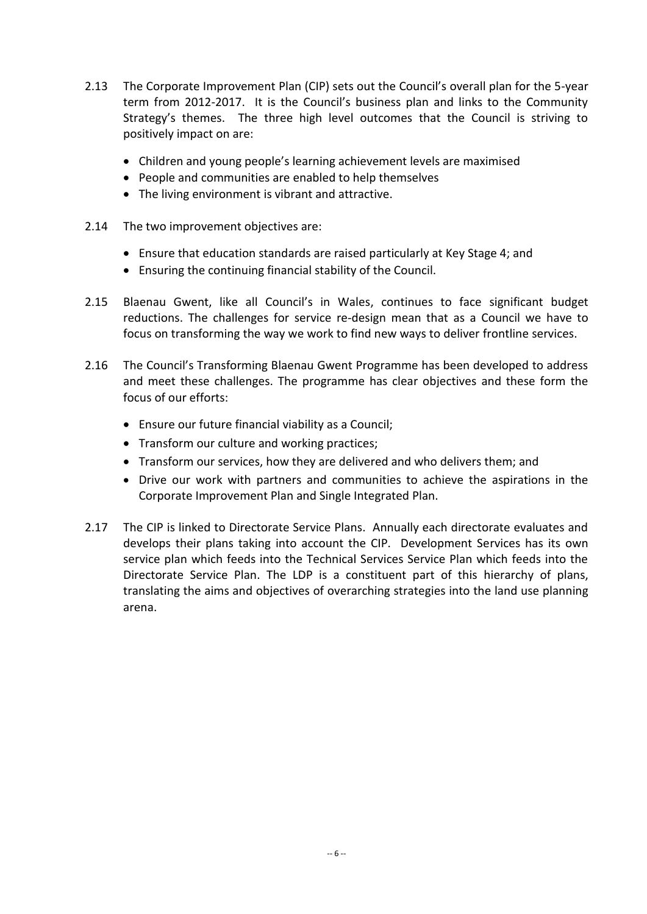2.13 The Corporate Improvement Plan (CIP) sets out the Council's overall plan for the 5-year term from 2012-2017. It is the Council's business plan and links to the Community Strategy's themes. The three high level outcomes that the Council is striving to positively impact on are:

- Children and young people's learning achievement levels are maximised
- People and communities are enabled to help themselves
- The living environment is vibrant and attractive.

2.14 The two improvement objectives are:

- Ensure that education standards are raised particularly at Key Stage 4; and
- Ensuring the continuing financial stability of the Council.

2.15 Blaenau Gwent, like all Council's in Wales, continues to face significant budget reductions. The challenges for service re-design mean that as a Council we have to focus on transforming the way we work to find new ways to deliver frontline services.

2.16 The Council's Transforming Blaenau Gwent Programme has been developed to address and meet these challenges. The programme has clear objectives and these form the focus of our efforts:

- Ensure our future financial viability as a Council;
- Transform our culture and working practices;
- Transform our services, how they are delivered and who delivers them; and
- Drive our work with partners and communities to achieve the aspirations in the Corporate Improvement Plan and Single Integrated Plan.

2.17 The CIP is linked to Directorate Service Plans. Annually each directorate evaluates and develops their plans taking into account the CIP. Development Services has its own service plan which feeds into the Technical Services Service Plan which feeds into the Directorate Service Plan. The LDP is a constituent part of this hierarchy of plans, translating the aims and objectives of overarching strategies into the land use planning arena.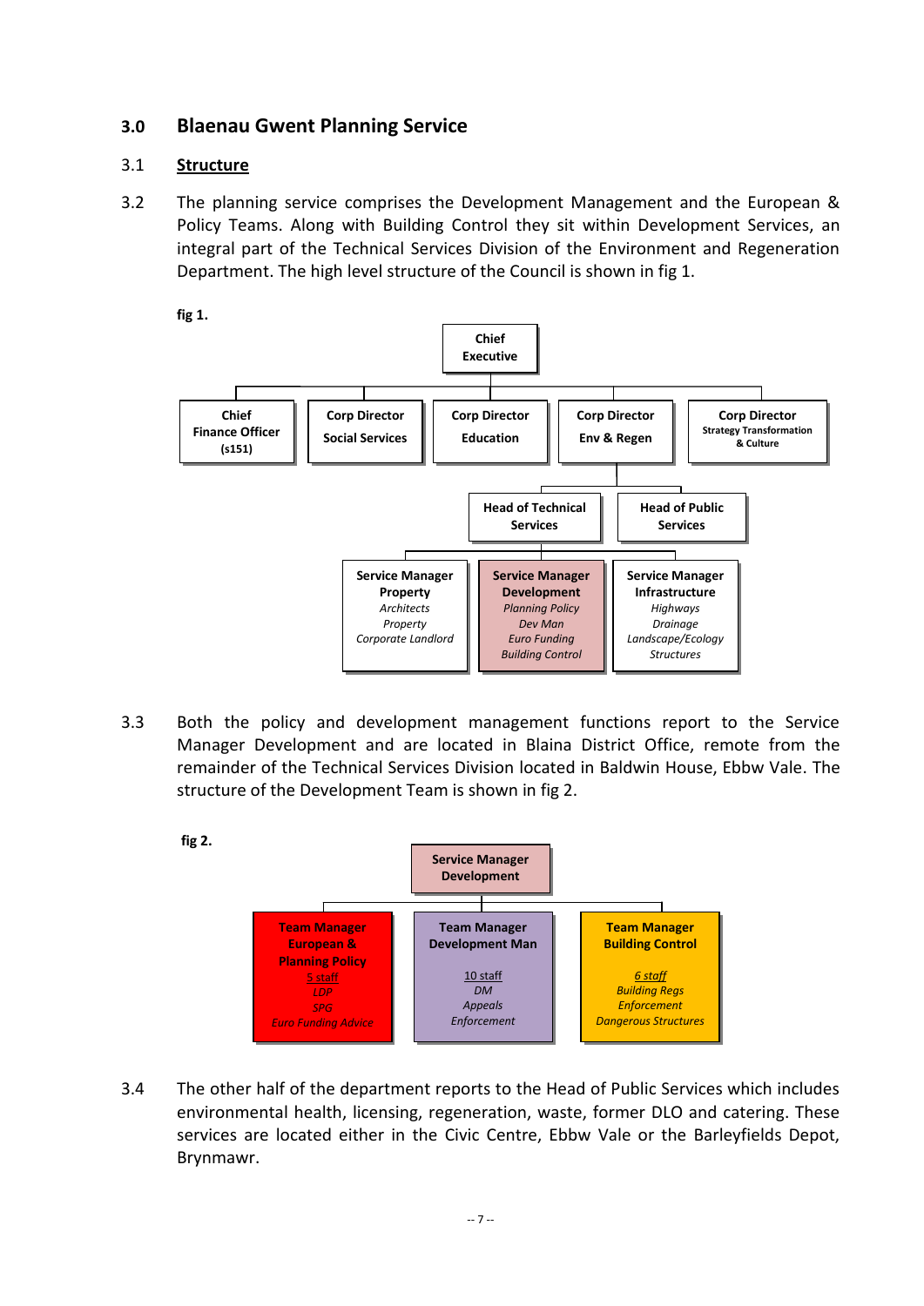## 3.0 Blaenau Gwent Planning Service

### 3.1 **Structure**

3.2 The planning service comprises the Development Management and the European & Policy Teams. Along with Building Control they sit within Development Services, an integral part of the Technical Services Division of the Environment and Regeneration Department. The high level structure of the Council is shown in fig 1.

**fig 1.**

- **Chief Executive**
  - **Chief Finance Officer (s151)**
  - **Corp Director Social Services**
  - **Corp Director Education**
  - **Corp Director Env & Regen**
    - **Head of Technical Services**
      - **Service Manager Property** — *Architects, Property, Corporate Landlord*
      - **Service Manager Development** — *Planning Policy, Dev Man, Euro Funding, Building Control*
      - **Service Manager Infrastructure** — *Highways, Drainage, Landscape/Ecology, Structures*
    - **Head of Public Services**
  - **Corp Director Strategy Transformation & Culture**

3.3 Both the policy and development management functions report to the Service Manager Development and are located in Blaina District Office, remote from the remainder of the Technical Services Division located in Baldwin House, Ebbw Vale. The structure of the Development Team is shown in fig 2.

**fig 2.**

- **Service Manager Development**
  - **Team Manager European & Planning Policy** — 5 staff; *LDP, SPG, Euro Funding Advice*
  - **Team Manager Development Man** — 10 staff; *DM, Appeals, Enforcement*
  - **Team Manager Building Control** — 6 staff; *Building Regs, Enforcement, Dangerous Structures*

3.4 The other half of the department reports to the Head of Public Services which includes environmental health, licensing, regeneration, waste, former DLO and catering. These services are located either in the Civic Centre, Ebbw Vale or the Barleyfields Depot, Brynmawr.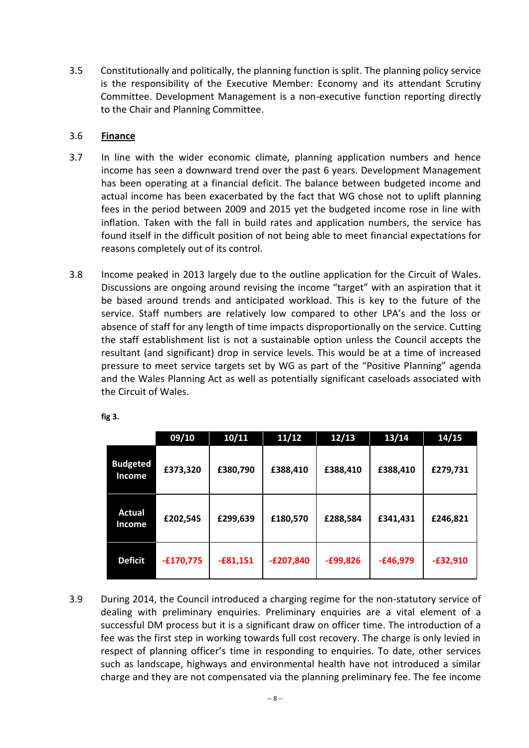3.5 Constitutionally and politically, the planning function is split. The planning policy service is the responsibility of the Executive Member: Economy and its attendant Scrutiny Committee. Development Management is a non-executive function reporting directly to the Chair and Planning Committee.

3.6 **Finance**

3.7 In line with the wider economic climate, planning application numbers and hence income has seen a downward trend over the past 6 years. Development Management has been operating at a financial deficit. The balance between budgeted income and actual income has been exacerbated by the fact that WG chose not to uplift planning fees in the period between 2009 and 2015 yet the budgeted income rose in line with inflation. Taken with the fall in build rates and application numbers, the service has found itself in the difficult position of not being able to meet financial expectations for reasons completely out of its control.

3.8 Income peaked in 2013 largely due to the outline application for the Circuit of Wales. Discussions are ongoing around revising the income "target" with an aspiration that it be based around trends and anticipated workload. This is key to the future of the service. Staff numbers are relatively low compared to other LPA's and the loss or absence of staff for any length of time impacts disproportionally on the service. Cutting the staff establishment list is not a sustainable option unless the Council accepts the resultant (and significant) drop in service levels. This would be at a time of increased pressure to meet service targets set by WG as part of the "Positive Planning" agenda and the Wales Planning Act as well as potentially significant caseloads associated with the Circuit of Wales.

**fig 3.**

| | 09/10 | 10/11 | 11/12 | 12/13 | 13/14 | 14/15 |
|---|---|---|---|---|---|---|
| **Budgeted Income** | £373,320 | £380,790 | £388,410 | £388,410 | £388,410 | £279,731 |
| **Actual Income** | £202,545 | £299,639 | £180,570 | £288,584 | £341,431 | £246,821 |
| **Deficit** | -£170,775 | -£81,151 | -£207,840 | -£99,826 | -£46,979 | -£32,910 |

3.9 During 2014, the Council introduced a charging regime for the non-statutory service of dealing with preliminary enquiries. Preliminary enquiries are a vital element of a successful DM process but it is a significant draw on officer time. The introduction of a fee was the first step in working towards full cost recovery. The charge is only levied in respect of planning officer's time in responding to enquiries. To date, other services such as landscape, highways and environmental health have not introduced a similar charge and they are not compensated via the planning preliminary fee. The fee income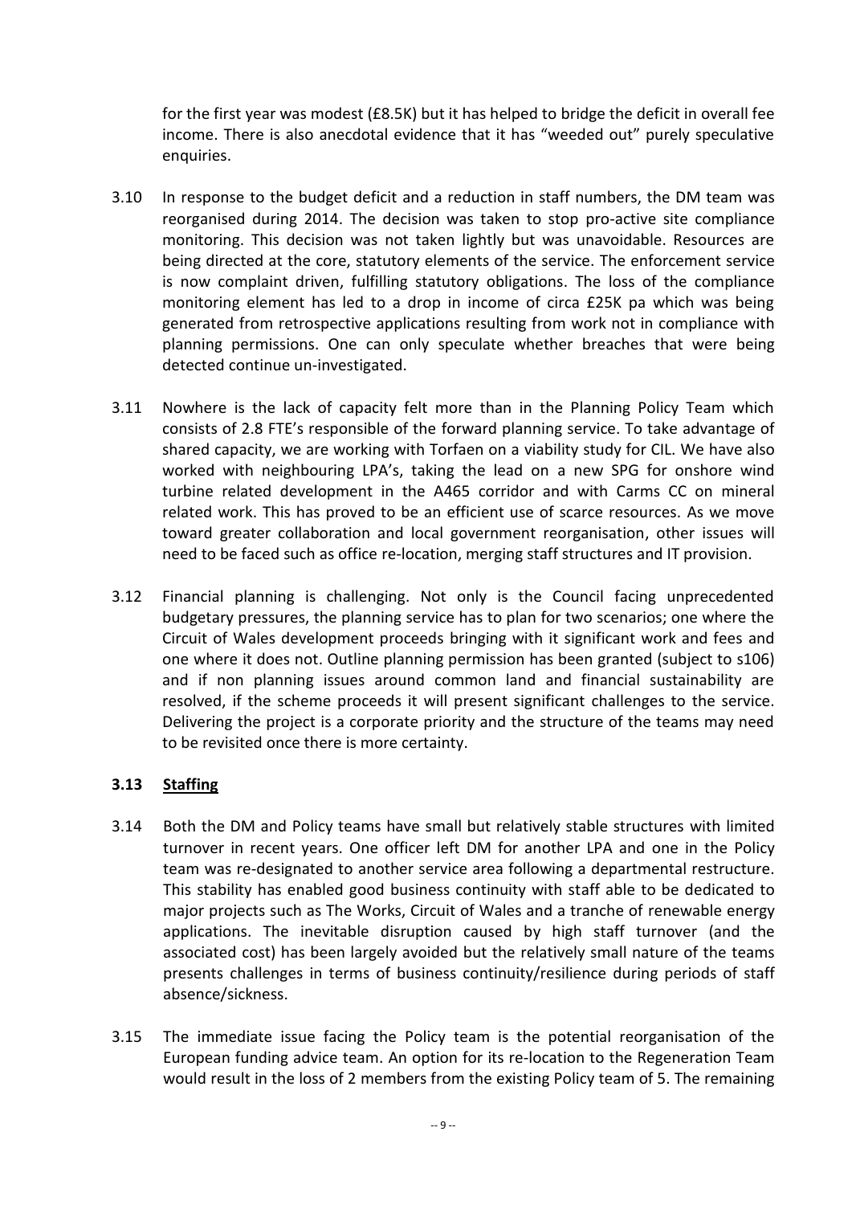for the first year was modest (£8.5K) but it has helped to bridge the deficit in overall fee income. There is also anecdotal evidence that it has "weeded out" purely speculative enquiries.

3.10 In response to the budget deficit and a reduction in staff numbers, the DM team was reorganised during 2014. The decision was taken to stop pro-active site compliance monitoring. This decision was not taken lightly but was unavoidable. Resources are being directed at the core, statutory elements of the service. The enforcement service is now complaint driven, fulfilling statutory obligations. The loss of the compliance monitoring element has led to a drop in income of circa £25K pa which was being generated from retrospective applications resulting from work not in compliance with planning permissions. One can only speculate whether breaches that were being detected continue un-investigated.

3.11 Nowhere is the lack of capacity felt more than in the Planning Policy Team which consists of 2.8 FTE's responsible of the forward planning service. To take advantage of shared capacity, we are working with Torfaen on a viability study for CIL. We have also worked with neighbouring LPA's, taking the lead on a new SPG for onshore wind turbine related development in the A465 corridor and with Carms CC on mineral related work. This has proved to be an efficient use of scarce resources. As we move toward greater collaboration and local government reorganisation, other issues will need to be faced such as office re-location, merging staff structures and IT provision.

3.12 Financial planning is challenging. Not only is the Council facing unprecedented budgetary pressures, the planning service has to plan for two scenarios; one where the Circuit of Wales development proceeds bringing with it significant work and fees and one where it does not. Outline planning permission has been granted (subject to s106) and if non planning issues around common land and financial sustainability are resolved, if the scheme proceeds it will present significant challenges to the service. Delivering the project is a corporate priority and the structure of the teams may need to be revisited once there is more certainty.

### 3.13 Staffing

3.14 Both the DM and Policy teams have small but relatively stable structures with limited turnover in recent years. One officer left DM for another LPA and one in the Policy team was re-designated to another service area following a departmental restructure. This stability has enabled good business continuity with staff able to be dedicated to major projects such as The Works, Circuit of Wales and a tranche of renewable energy applications. The inevitable disruption caused by high staff turnover (and the associated cost) has been largely avoided but the relatively small nature of the teams presents challenges in terms of business continuity/resilience during periods of staff absence/sickness.

3.15 The immediate issue facing the Policy team is the potential reorganisation of the European funding advice team. An option for its re-location to the Regeneration Team would result in the loss of 2 members from the existing Policy team of 5. The remaining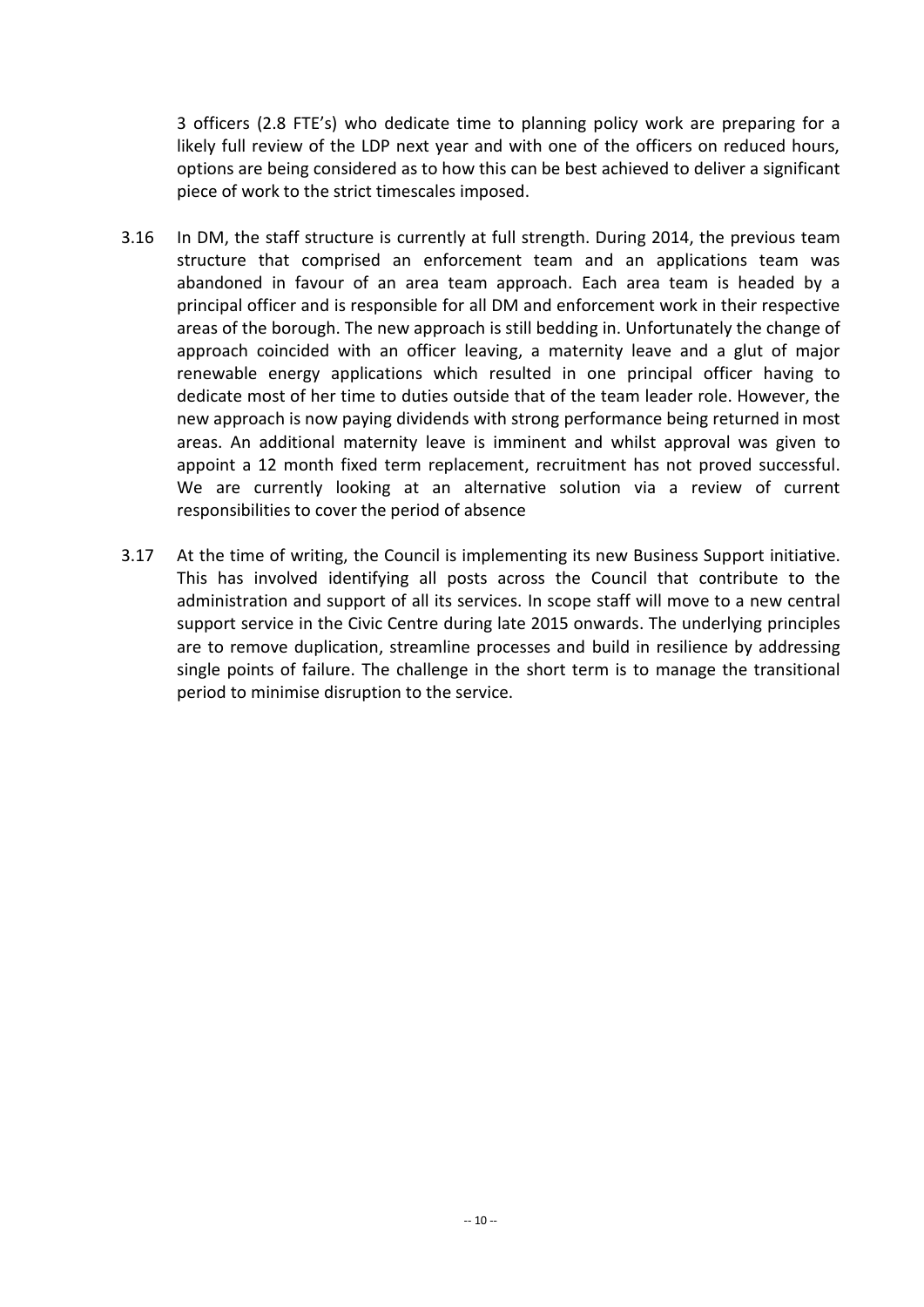3 officers (2.8 FTE's) who dedicate time to planning policy work are preparing for a likely full review of the LDP next year and with one of the officers on reduced hours, options are being considered as to how this can be best achieved to deliver a significant piece of work to the strict timescales imposed.

3.16 In DM, the staff structure is currently at full strength. During 2014, the previous team structure that comprised an enforcement team and an applications team was abandoned in favour of an area team approach. Each area team is headed by a principal officer and is responsible for all DM and enforcement work in their respective areas of the borough. The new approach is still bedding in. Unfortunately the change of approach coincided with an officer leaving, a maternity leave and a glut of major renewable energy applications which resulted in one principal officer having to dedicate most of her time to duties outside that of the team leader role. However, the new approach is now paying dividends with strong performance being returned in most areas. An additional maternity leave is imminent and whilst approval was given to appoint a 12 month fixed term replacement, recruitment has not proved successful. We are currently looking at an alternative solution via a review of current responsibilities to cover the period of absence

3.17 At the time of writing, the Council is implementing its new Business Support initiative. This has involved identifying all posts across the Council that contribute to the administration and support of all its services. In scope staff will move to a new central support service in the Civic Centre during late 2015 onwards. The underlying principles are to remove duplication, streamline processes and build in resilience by addressing single points of failure. The challenge in the short term is to manage the transitional period to minimise disruption to the service.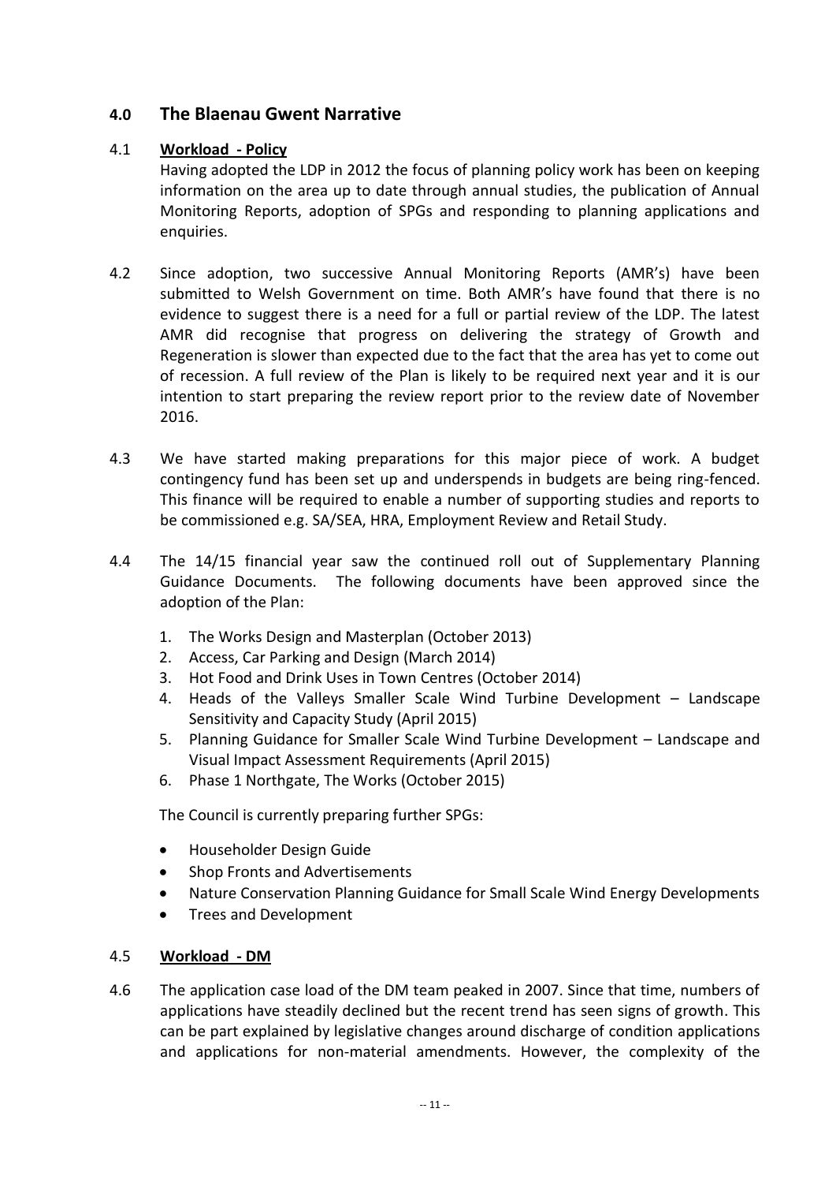## 4.0 The Blaenau Gwent Narrative

4.1 **Workload - Policy**

Having adopted the LDP in 2012 the focus of planning policy work has been on keeping information on the area up to date through annual studies, the publication of Annual Monitoring Reports, adoption of SPGs and responding to planning applications and enquiries.

4.2 Since adoption, two successive Annual Monitoring Reports (AMR's) have been submitted to Welsh Government on time. Both AMR's have found that there is no evidence to suggest there is a need for a full or partial review of the LDP. The latest AMR did recognise that progress on delivering the strategy of Growth and Regeneration is slower than expected due to the fact that the area has yet to come out of recession. A full review of the Plan is likely to be required next year and it is our intention to start preparing the review report prior to the review date of November 2016.

4.3 We have started making preparations for this major piece of work. A budget contingency fund has been set up and underspends in budgets are being ring-fenced. This finance will be required to enable a number of supporting studies and reports to be commissioned e.g. SA/SEA, HRA, Employment Review and Retail Study.

4.4 The 14/15 financial year saw the continued roll out of Supplementary Planning Guidance Documents. The following documents have been approved since the adoption of the Plan:

1. The Works Design and Masterplan (October 2013)
2. Access, Car Parking and Design (March 2014)
3. Hot Food and Drink Uses in Town Centres (October 2014)
4. Heads of the Valleys Smaller Scale Wind Turbine Development – Landscape Sensitivity and Capacity Study (April 2015)
5. Planning Guidance for Smaller Scale Wind Turbine Development – Landscape and Visual Impact Assessment Requirements (April 2015)
6. Phase 1 Northgate, The Works (October 2015)

The Council is currently preparing further SPGs:

- Householder Design Guide
- Shop Fronts and Advertisements
- Nature Conservation Planning Guidance for Small Scale Wind Energy Developments
- Trees and Development

4.5 **Workload - DM**

4.6 The application case load of the DM team peaked in 2007. Since that time, numbers of applications have steadily declined but the recent trend has seen signs of growth. This can be part explained by legislative changes around discharge of condition applications and applications for non-material amendments. However, the complexity of the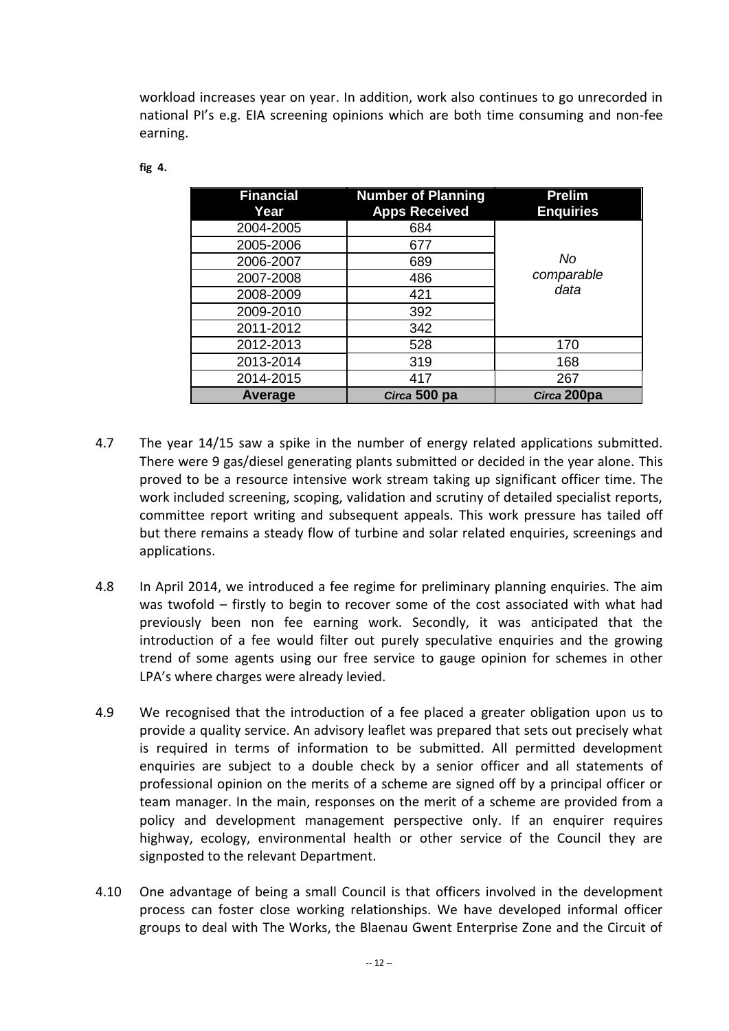workload increases year on year. In addition, work also continues to go unrecorded in national PI's e.g. EIA screening opinions which are both time consuming and non-fee earning.

**fig 4.**

| Financial Year | Number of Planning Apps Received | Prelim Enquiries |
|---|---|---|
| 2004-2005 | 684 | *No comparable data* |
| 2005-2006 | 677 | |
| 2006-2007 | 689 | |
| 2007-2008 | 486 | |
| 2008-2009 | 421 | |
| 2009-2010 | 392 | |
| 2011-2012 | 342 | |
| 2012-2013 | 528 | 170 |
| 2013-2014 | 319 | 168 |
| 2014-2015 | 417 | 267 |
| **Average** | ***Circa* 500 pa** | ***Circa* 200pa** |

4.7 The year 14/15 saw a spike in the number of energy related applications submitted. There were 9 gas/diesel generating plants submitted or decided in the year alone. This proved to be a resource intensive work stream taking up significant officer time. The work included screening, scoping, validation and scrutiny of detailed specialist reports, committee report writing and subsequent appeals. This work pressure has tailed off but there remains a steady flow of turbine and solar related enquiries, screenings and applications.

4.8 In April 2014, we introduced a fee regime for preliminary planning enquiries. The aim was twofold – firstly to begin to recover some of the cost associated with what had previously been non fee earning work. Secondly, it was anticipated that the introduction of a fee would filter out purely speculative enquiries and the growing trend of some agents using our free service to gauge opinion for schemes in other LPA's where charges were already levied.

4.9 We recognised that the introduction of a fee placed a greater obligation upon us to provide a quality service. An advisory leaflet was prepared that sets out precisely what is required in terms of information to be submitted. All permitted development enquiries are subject to a double check by a senior officer and all statements of professional opinion on the merits of a scheme are signed off by a principal officer or team manager. In the main, responses on the merit of a scheme are provided from a policy and development management perspective only. If an enquirer requires highway, ecology, environmental health or other service of the Council they are signposted to the relevant Department.

4.10 One advantage of being a small Council is that officers involved in the development process can foster close working relationships. We have developed informal officer groups to deal with The Works, the Blaenau Gwent Enterprise Zone and the Circuit of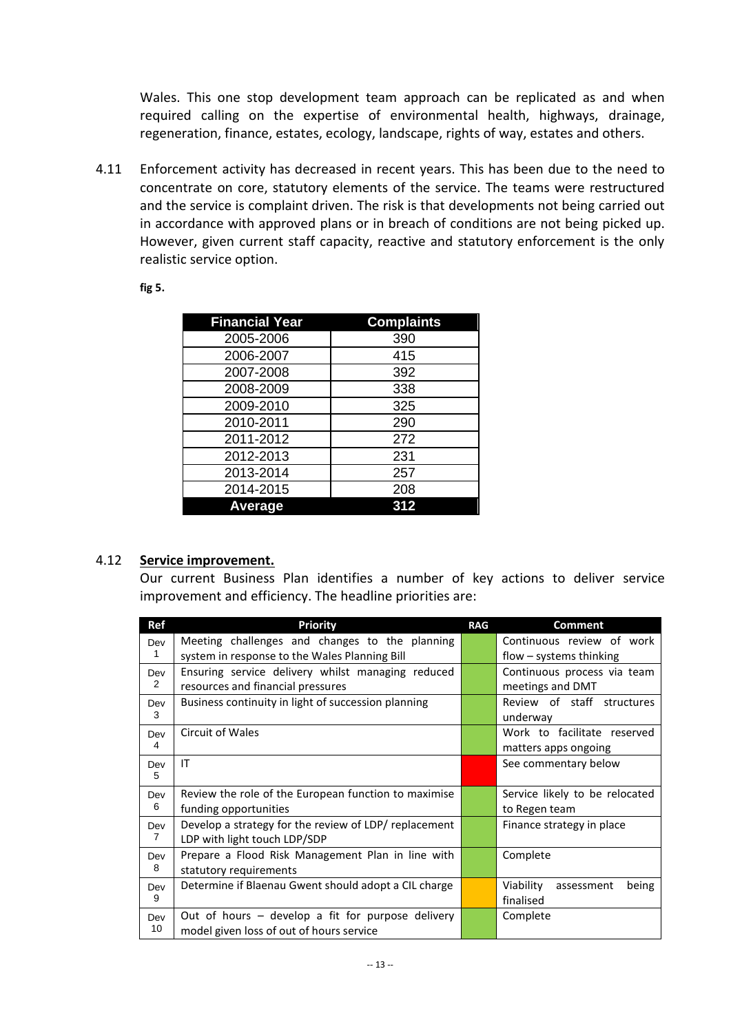Wales. This one stop development team approach can be replicated as and when required calling on the expertise of environmental health, highways, drainage, regeneration, finance, estates, ecology, landscape, rights of way, estates and others.

4.11 Enforcement activity has decreased in recent years. This has been due to the need to concentrate on core, statutory elements of the service. The teams were restructured and the service is complaint driven. The risk is that developments not being carried out in accordance with approved plans or in breach of conditions are not being picked up. However, given current staff capacity, reactive and statutory enforcement is the only realistic service option.

**fig 5.**

| Financial Year | Complaints |
|---|---|
| 2005-2006 | 390 |
| 2006-2007 | 415 |
| 2007-2008 | 392 |
| 2008-2009 | 338 |
| 2009-2010 | 325 |
| 2010-2011 | 290 |
| 2011-2012 | 272 |
| 2012-2013 | 231 |
| 2013-2014 | 257 |
| 2014-2015 | 208 |
| **Average** | **312** |

4.12 **Service improvement.**

Our current Business Plan identifies a number of key actions to deliver service improvement and efficiency. The headline priorities are:

| Ref | Priority | RAG | Comment |
|---|---|---|---|
| Dev 1 | Meeting challenges and changes to the planning system in response to the Wales Planning Bill | Green | Continuous review of work flow – systems thinking |
| Dev 2 | Ensuring service delivery whilst managing reduced resources and financial pressures | Green | Continuous process via team meetings and DMT |
| Dev 3 | Business continuity in light of succession planning | Green | Review of staff structures underway |
| Dev 4 | Circuit of Wales | Green | Work to facilitate reserved matters apps ongoing |
| Dev 5 | IT | Red | See commentary below |
| Dev 6 | Review the role of the European function to maximise funding opportunities | Green | Service likely to be relocated to Regen team |
| Dev 7 | Develop a strategy for the review of LDP/ replacement LDP with light touch LDP/SDP | Green | Finance strategy in place |
| Dev 8 | Prepare a Flood Risk Management Plan in line with statutory requirements | Green | Complete |
| Dev 9 | Determine if Blaenau Gwent should adopt a CIL charge | Amber | Viability assessment being finalised |
| Dev 10 | Out of hours – develop a fit for purpose delivery model given loss of out of hours service | Green | Complete |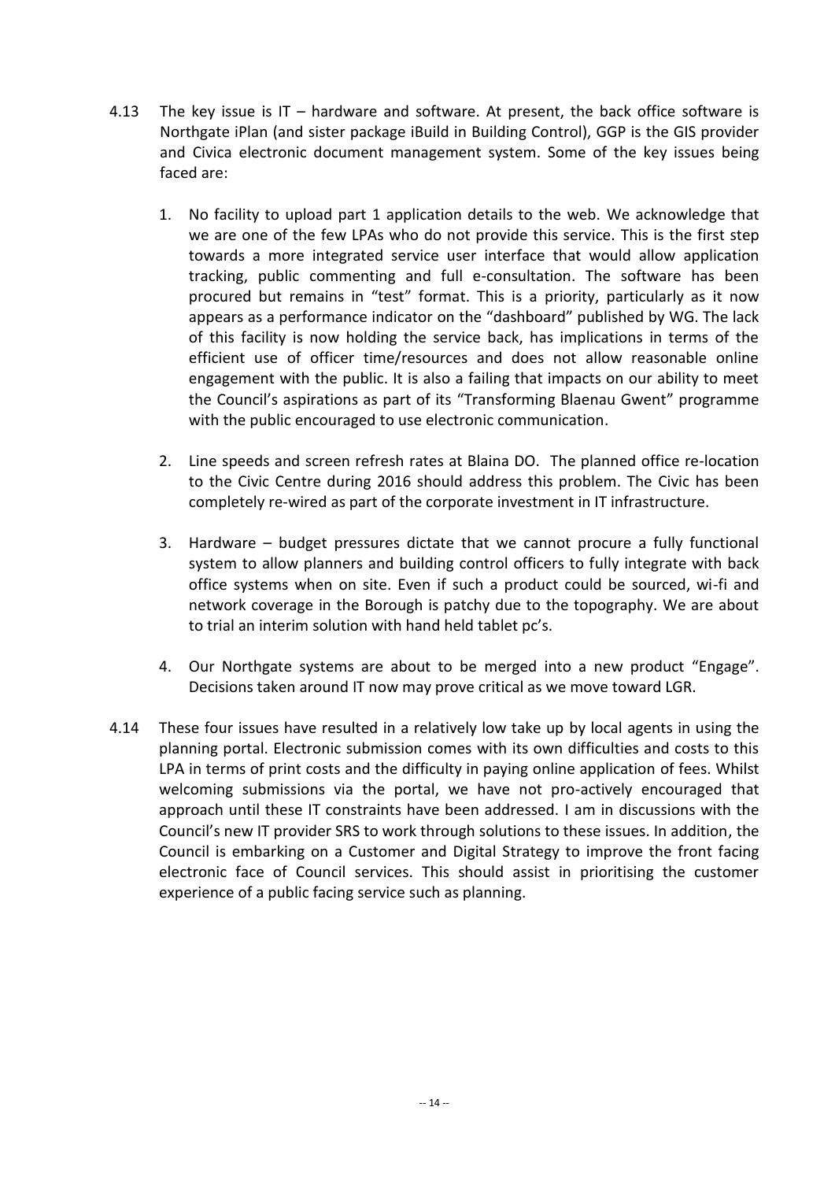4.13 The key issue is IT – hardware and software. At present, the back office software is Northgate iPlan (and sister package iBuild in Building Control), GGP is the GIS provider and Civica electronic document management system. Some of the key issues being faced are:

1. No facility to upload part 1 application details to the web. We acknowledge that we are one of the few LPAs who do not provide this service. This is the first step towards a more integrated service user interface that would allow application tracking, public commenting and full e-consultation. The software has been procured but remains in "test" format. This is a priority, particularly as it now appears as a performance indicator on the "dashboard" published by WG. The lack of this facility is now holding the service back, has implications in terms of the efficient use of officer time/resources and does not allow reasonable online engagement with the public. It is also a failing that impacts on our ability to meet the Council's aspirations as part of its "Transforming Blaenau Gwent" programme with the public encouraged to use electronic communication.

2. Line speeds and screen refresh rates at Blaina DO. The planned office re-location to the Civic Centre during 2016 should address this problem. The Civic has been completely re-wired as part of the corporate investment in IT infrastructure.

3. Hardware – budget pressures dictate that we cannot procure a fully functional system to allow planners and building control officers to fully integrate with back office systems when on site. Even if such a product could be sourced, wi-fi and network coverage in the Borough is patchy due to the topography. We are about to trial an interim solution with hand held tablet pc's.

4. Our Northgate systems are about to be merged into a new product "Engage". Decisions taken around IT now may prove critical as we move toward LGR.

4.14 These four issues have resulted in a relatively low take up by local agents in using the planning portal. Electronic submission comes with its own difficulties and costs to this LPA in terms of print costs and the difficulty in paying online application of fees. Whilst welcoming submissions via the portal, we have not pro-actively encouraged that approach until these IT constraints have been addressed. I am in discussions with the Council's new IT provider SRS to work through solutions to these issues. In addition, the Council is embarking on a Customer and Digital Strategy to improve the front facing electronic face of Council services. This should assist in prioritising the customer experience of a public facing service such as planning.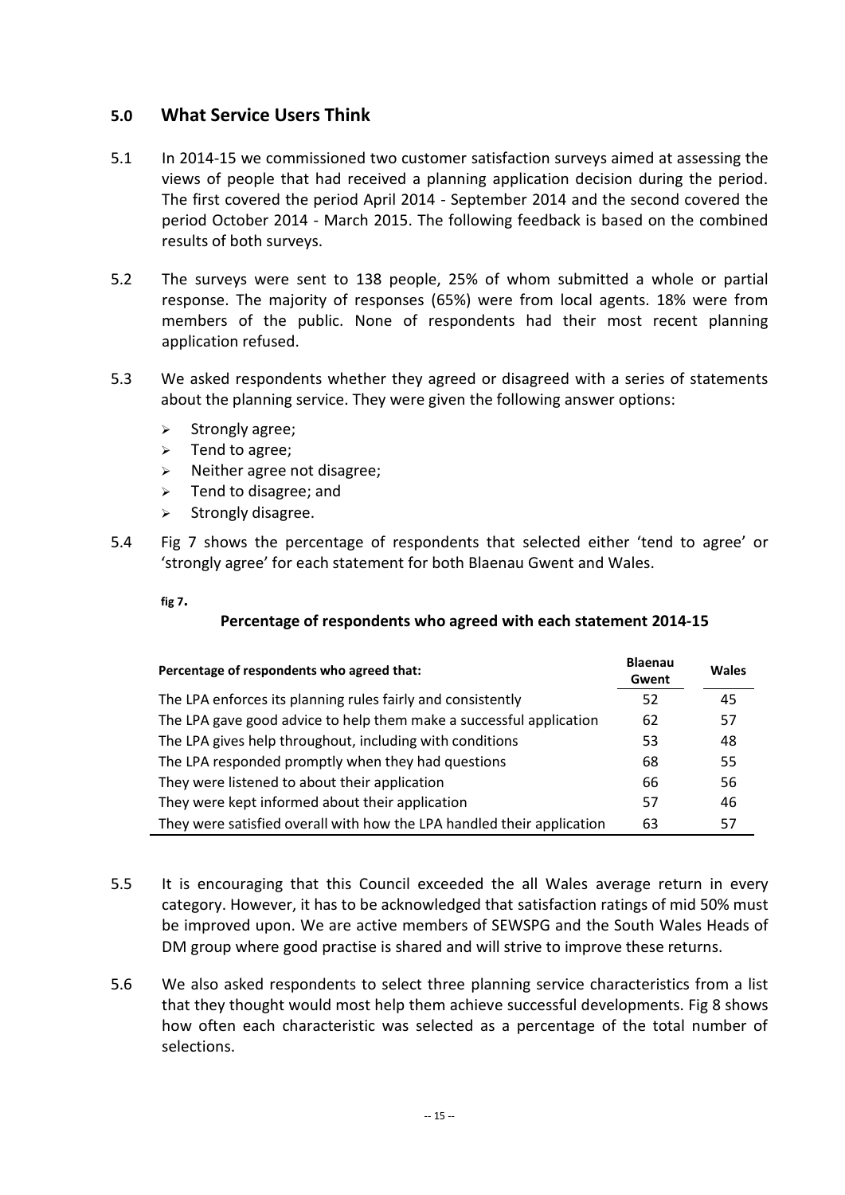## 5.0 What Service Users Think

5.1 In 2014-15 we commissioned two customer satisfaction surveys aimed at assessing the views of people that had received a planning application decision during the period. The first covered the period April 2014 - September 2014 and the second covered the period October 2014 - March 2015. The following feedback is based on the combined results of both surveys.

5.2 The surveys were sent to 138 people, 25% of whom submitted a whole or partial response. The majority of responses (65%) were from local agents. 18% were from members of the public. None of respondents had their most recent planning application refused.

5.3 We asked respondents whether they agreed or disagreed with a series of statements about the planning service. They were given the following answer options:

- Strongly agree;
- Tend to agree;
- Neither agree not disagree;
- Tend to disagree; and
- Strongly disagree.

5.4 Fig 7 shows the percentage of respondents that selected either 'tend to agree' or 'strongly agree' for each statement for both Blaenau Gwent and Wales.

**fig 7.**

**Percentage of respondents who agreed with each statement 2014-15**

| Percentage of respondents who agreed that: | Blaenau Gwent | Wales |
|---|---|---|
| The LPA enforces its planning rules fairly and consistently | 52 | 45 |
| The LPA gave good advice to help them make a successful application | 62 | 57 |
| The LPA gives help throughout, including with conditions | 53 | 48 |
| The LPA responded promptly when they had questions | 68 | 55 |
| They were listened to about their application | 66 | 56 |
| They were kept informed about their application | 57 | 46 |
| They were satisfied overall with how the LPA handled their application | 63 | 57 |

5.5 It is encouraging that this Council exceeded the all Wales average return in every category. However, it has to be acknowledged that satisfaction ratings of mid 50% must be improved upon. We are active members of SEWSPG and the South Wales Heads of DM group where good practise is shared and will strive to improve these returns.

5.6 We also asked respondents to select three planning service characteristics from a list that they thought would most help them achieve successful developments. Fig 8 shows how often each characteristic was selected as a percentage of the total number of selections.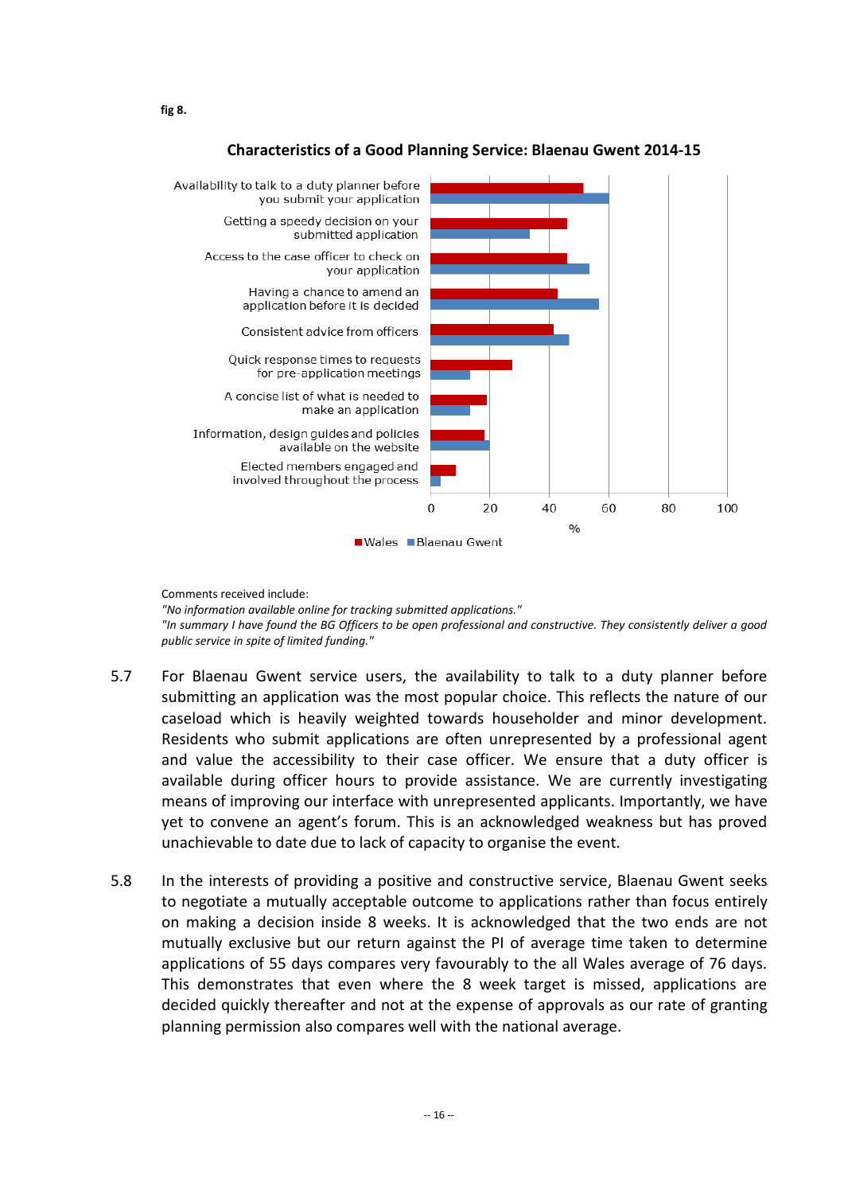fig 8.

**Characteristics of a Good Planning Service: Blaenau Gwent 2014-15**

| Characteristic | Wales (%) | Blaenau Gwent (%) |
|---|---|---|
| Availability to talk to a duty planner before you submit your application | 51 | 60 |
| Getting a speedy decision on your submitted application | 46 | 33 |
| Access to the case officer to check on your application | 46 | 53 |
| Having a chance to amend an application before it is decided | 43 | 57 |
| Consistent advice from officers | 42 | 47 |
| Quick response times to requests for pre-application meetings | 27 | 13 |
| A concise list of what is needed to make an application | 19 | 13 |
| Information, design guides and policies available on the website | 18 | 20 |
| Elected members engaged and involved throughout the process | 8 | 3 |

Comments received include:

*"No information available online for tracking submitted applications."*

*"In summary I have found the BG Officers to be open professional and constructive. They consistently deliver a good public service in spite of limited funding."*

5.7 For Blaenau Gwent service users, the availability to talk to a duty planner before submitting an application was the most popular choice. This reflects the nature of our caseload which is heavily weighted towards householder and minor development. Residents who submit applications are often unrepresented by a professional agent and value the accessibility to their case officer. We ensure that a duty officer is available during officer hours to provide assistance. We are currently investigating means of improving our interface with unrepresented applicants. Importantly, we have yet to convene an agent's forum. This is an acknowledged weakness but has proved unachievable to date due to lack of capacity to organise the event.

5.8 In the interests of providing a positive and constructive service, Blaenau Gwent seeks to negotiate a mutually acceptable outcome to applications rather than focus entirely on making a decision inside 8 weeks. It is acknowledged that the two ends are not mutually exclusive but our return against the PI of average time taken to determine applications of 55 days compares very favourably to the all Wales average of 76 days. This demonstrates that even where the 8 week target is missed, applications are decided quickly thereafter and not at the expense of approvals as our rate of granting planning permission also compares well with the national average.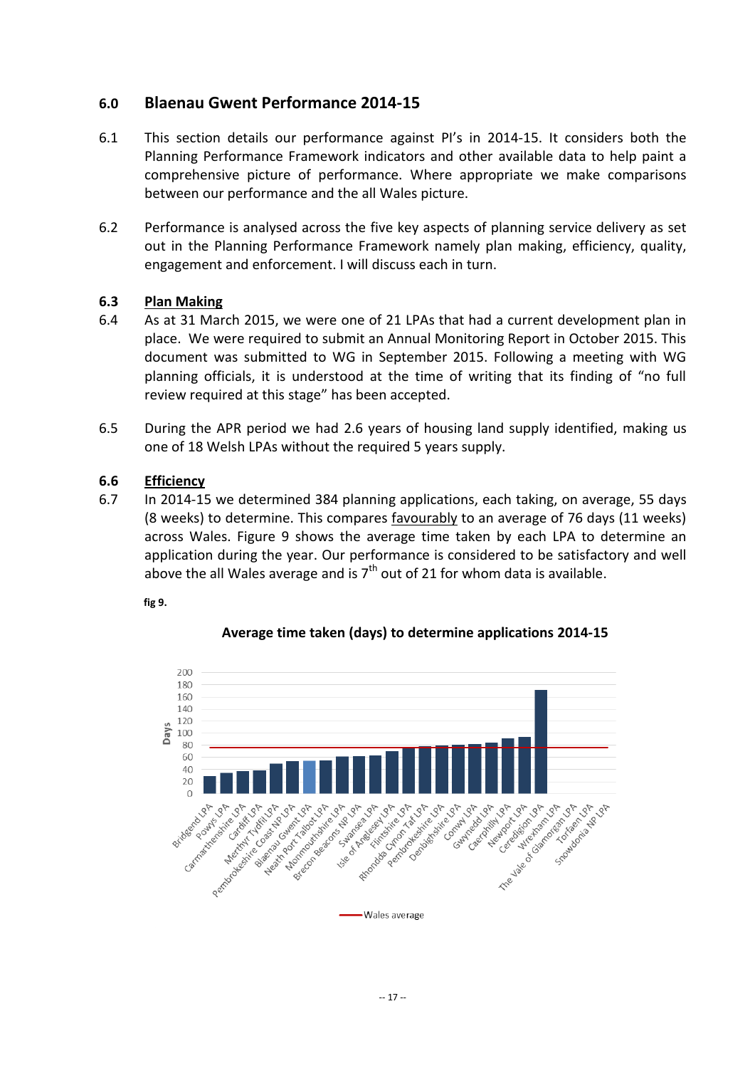## 6.0 Blaenau Gwent Performance 2014-15

6.1 This section details our performance against PI's in 2014-15. It considers both the Planning Performance Framework indicators and other available data to help paint a comprehensive picture of performance. Where appropriate we make comparisons between our performance and the all Wales picture.

6.2 Performance is analysed across the five key aspects of planning service delivery as set out in the Planning Performance Framework namely plan making, efficiency, quality, engagement and enforcement. I will discuss each in turn.

### 6.3 Plan Making

6.4 As at 31 March 2015, we were one of 21 LPAs that had a current development plan in place. We were required to submit an Annual Monitoring Report in October 2015. This document was submitted to WG in September 2015. Following a meeting with WG planning officials, it is understood at the time of writing that its finding of "no full review required at this stage" has been accepted.

6.5 During the APR period we had 2.6 years of housing land supply identified, making us one of 18 Welsh LPAs without the required 5 years supply.

### 6.6 Efficiency

6.7 In 2014-15 we determined 384 planning applications, each taking, on average, 55 days (8 weeks) to determine. This compares favourably to an average of 76 days (11 weeks) across Wales. Figure 9 shows the average time taken by each LPA to determine an application during the year. Our performance is considered to be satisfactory and well above the all Wales average and is 7th out of 21 for whom data is available.

**fig 9.**

**Average time taken (days) to determine applications 2014-15**

Days (0–200) by LPA: Bridgend LPA, Powys LPA, Carmarthenshire LPA, Cardiff LPA, Merthyr Tydfil LPA, Pembrokeshire Coast NP LPA, Blaenau Gwent LPA, Neath Port Talbot LPA, Monmouthshire LPA, Brecon Beacons NP LPA, Swansea LPA, Isle of Anglesey LPA, Flintshire LPA, Rhondda Cynon Taf LPA, Pembrokeshire LPA, Denbighshire LPA, Conwy LPA, Gwynedd LPA, Caerphilly LPA, Newport LPA, Ceredigion LPA, Wrexham LPA, The Vale of Glamorgan LPA, Torfaen LPA, Snowdonia NP LPA

— Wales average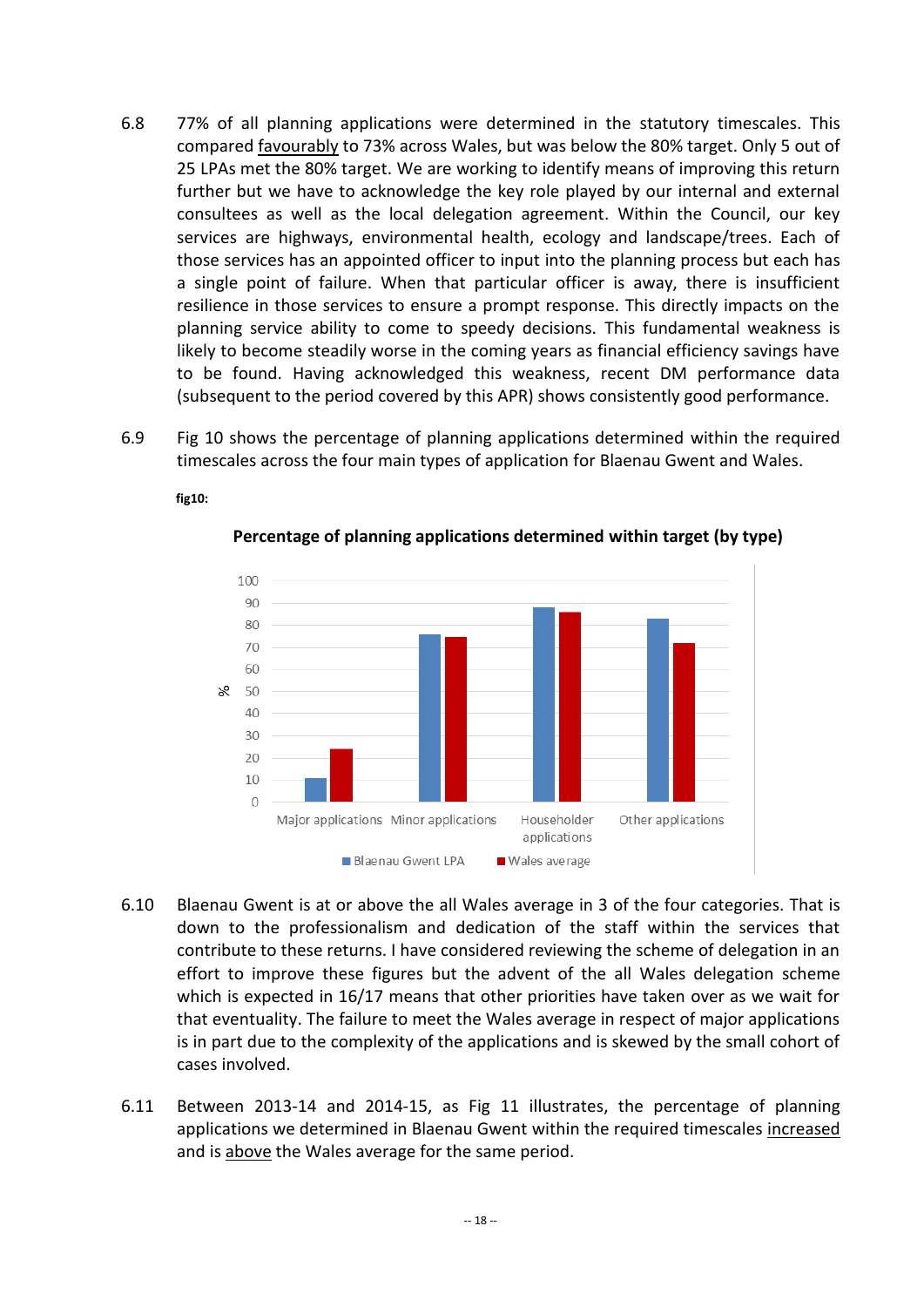6.8 77% of all planning applications were determined in the statutory timescales. This compared favourably to 73% across Wales, but was below the 80% target. Only 5 out of 25 LPAs met the 80% target. We are working to identify means of improving this return further but we have to acknowledge the key role played by our internal and external consultees as well as the local delegation agreement. Within the Council, our key services are highways, environmental health, ecology and landscape/trees. Each of those services has an appointed officer to input into the planning process but each has a single point of failure. When that particular officer is away, there is insufficient resilience in those services to ensure a prompt response. This directly impacts on the planning service ability to come to speedy decisions. This fundamental weakness is likely to become steadily worse in the coming years as financial efficiency savings have to be found. Having acknowledged this weakness, recent DM performance data (subsequent to the period covered by this APR) shows consistently good performance.

6.9 Fig 10 shows the percentage of planning applications determined within the required timescales across the four main types of application for Blaenau Gwent and Wales.

**fig10:**

**Percentage of planning applications determined within target (by type)**

| Application type | Blaenau Gwent LPA (%) | Wales average (%) |
|---|---|---|
| Major applications | 11 | 24 |
| Minor applications | 76 | 75 |
| Householder applications | 88 | 86 |
| Other applications | 83 | 72 |

6.10 Blaenau Gwent is at or above the all Wales average in 3 of the four categories. That is down to the professionalism and dedication of the staff within the services that contribute to these returns. I have considered reviewing the scheme of delegation in an effort to improve these figures but the advent of the all Wales delegation scheme which is expected in 16/17 means that other priorities have taken over as we wait for that eventuality. The failure to meet the Wales average in respect of major applications is in part due to the complexity of the applications and is skewed by the small cohort of cases involved.

6.11 Between 2013-14 and 2014-15, as Fig 11 illustrates, the percentage of planning applications we determined in Blaenau Gwent within the required timescales increased and is above the Wales average for the same period.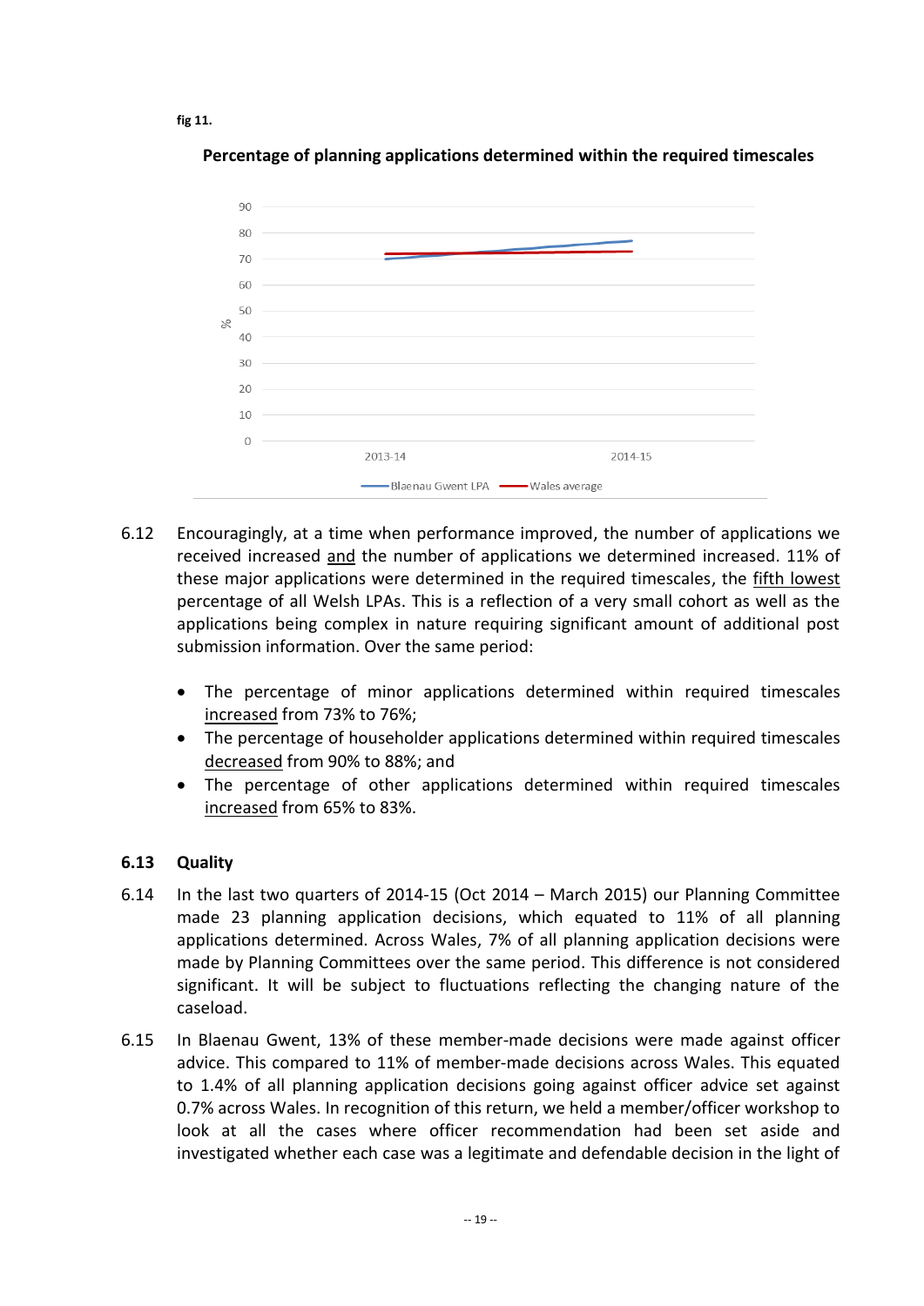**fig 11.**

**Percentage of planning applications determined within the required timescales**

6.12 Encouragingly, at a time when performance improved, the number of applications we received increased and the number of applications we determined increased. 11% of these major applications were determined in the required timescales, the fifth lowest percentage of all Welsh LPAs. This is a reflection of a very small cohort as well as the applications being complex in nature requiring significant amount of additional post submission information. Over the same period:

- The percentage of minor applications determined within required timescales increased from 73% to 76%;
- The percentage of householder applications determined within required timescales decreased from 90% to 88%; and
- The percentage of other applications determined within required timescales increased from 65% to 83%.

### 6.13 Quality

6.14 In the last two quarters of 2014-15 (Oct 2014 – March 2015) our Planning Committee made 23 planning application decisions, which equated to 11% of all planning applications determined. Across Wales, 7% of all planning application decisions were made by Planning Committees over the same period. This difference is not considered significant. It will be subject to fluctuations reflecting the changing nature of the caseload.

6.15 In Blaenau Gwent, 13% of these member-made decisions were made against officer advice. This compared to 11% of member-made decisions across Wales. This equated to 1.4% of all planning application decisions going against officer advice set against 0.7% across Wales. In recognition of this return, we held a member/officer workshop to look at all the cases where officer recommendation had been set aside and investigated whether each case was a legitimate and defendable decision in the light of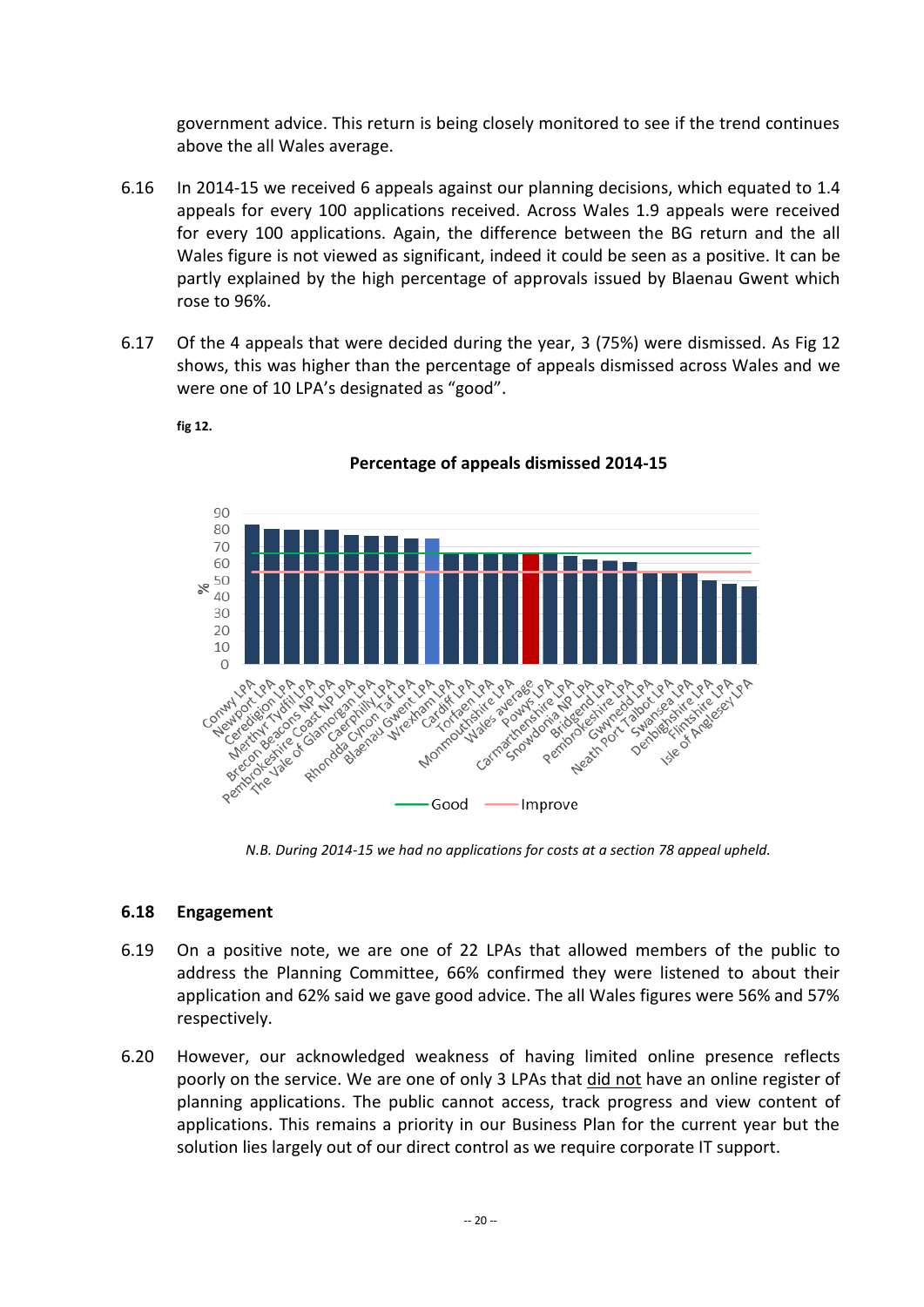government advice. This return is being closely monitored to see if the trend continues above the all Wales average.

6.16 In 2014-15 we received 6 appeals against our planning decisions, which equated to 1.4 appeals for every 100 applications received. Across Wales 1.9 appeals were received for every 100 applications. Again, the difference between the BG return and the all Wales figure is not viewed as significant, indeed it could be seen as a positive. It can be partly explained by the high percentage of approvals issued by Blaenau Gwent which rose to 96%.

6.17 Of the 4 appeals that were decided during the year, 3 (75%) were dismissed. As Fig 12 shows, this was higher than the percentage of appeals dismissed across Wales and we were one of 10 LPA's designated as "good".

**fig 12.**

**Percentage of appeals dismissed 2014-15**

*N.B. During 2014-15 we had no applications for costs at a section 78 appeal upheld.*

### 6.18 Engagement

6.19 On a positive note, we are one of 22 LPAs that allowed members of the public to address the Planning Committee, 66% confirmed they were listened to about their application and 62% said we gave good advice. The all Wales figures were 56% and 57% respectively.

6.20 However, our acknowledged weakness of having limited online presence reflects poorly on the service. We are one of only 3 LPAs that did not have an online register of planning applications. The public cannot access, track progress and view content of applications. This remains a priority in our Business Plan for the current year but the solution lies largely out of our direct control as we require corporate IT support.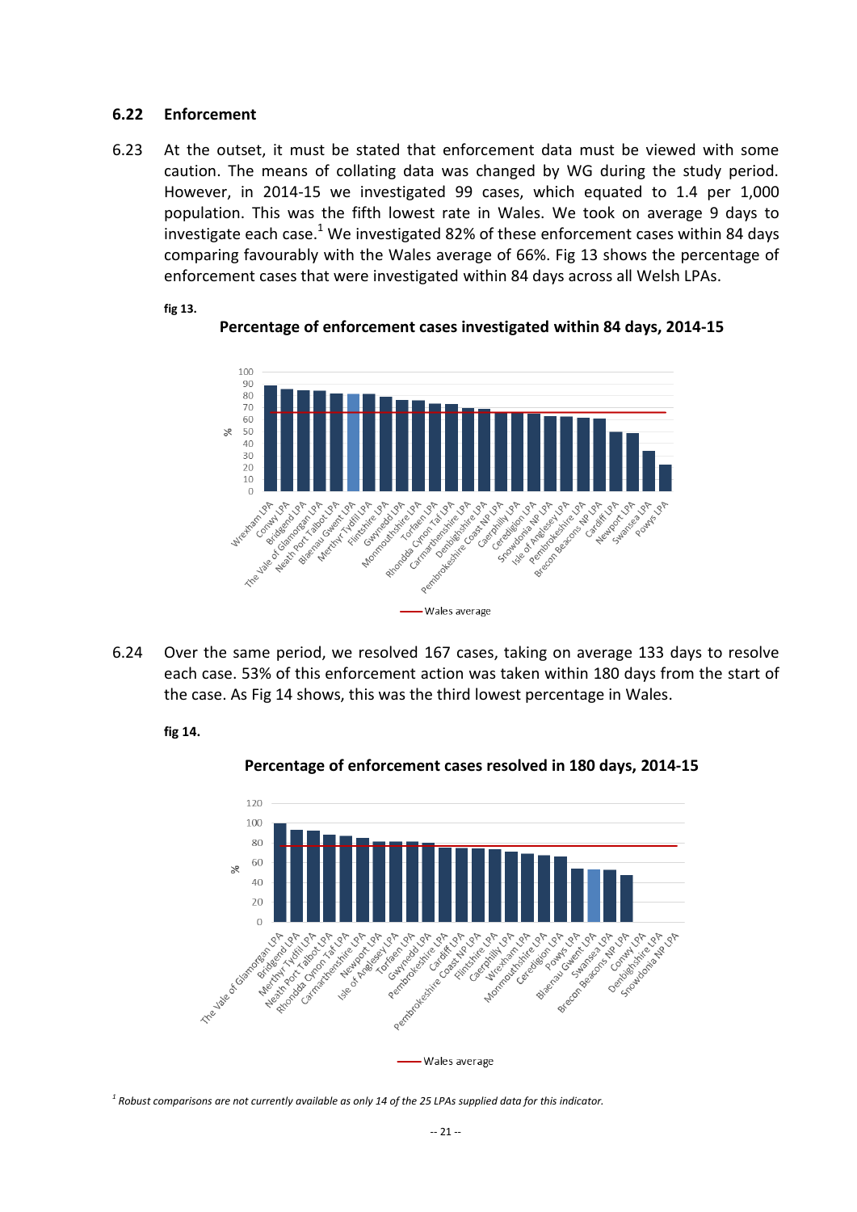## 6.22 Enforcement

6.23 At the outset, it must be stated that enforcement data must be viewed with some caution. The means of collating data was changed by WG during the study period. However, in 2014-15 we investigated 99 cases, which equated to 1.4 per 1,000 population. This was the fifth lowest rate in Wales. We took on average 9 days to investigate each case.[1] We investigated 82% of these enforcement cases within 84 days comparing favourably with the Wales average of 66%. Fig 13 shows the percentage of enforcement cases that were investigated within 84 days across all Welsh LPAs.

**fig 13.**

**Percentage of enforcement cases investigated within 84 days, 2014-15**

6.24 Over the same period, we resolved 167 cases, taking on average 133 days to resolve each case. 53% of this enforcement action was taken within 180 days from the start of the case. As Fig 14 shows, this was the third lowest percentage in Wales.

**fig 14.**

**Percentage of enforcement cases resolved in 180 days, 2014-15**

[1] *Robust comparisons are not currently available as only 14 of the 25 LPAs supplied data for this indicator.*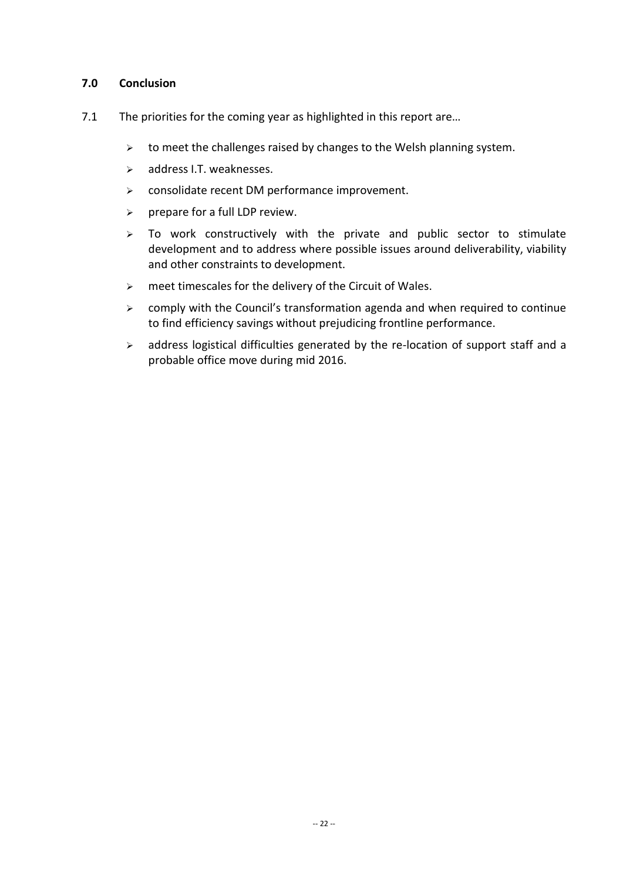## 7.0 Conclusion

7.1 The priorities for the coming year as highlighted in this report are…

- to meet the challenges raised by changes to the Welsh planning system.
- address I.T. weaknesses.
- consolidate recent DM performance improvement.
- prepare for a full LDP review.
- To work constructively with the private and public sector to stimulate development and to address where possible issues around deliverability, viability and other constraints to development.
- meet timescales for the delivery of the Circuit of Wales.
- comply with the Council's transformation agenda and when required to continue to find efficiency savings without prejudicing frontline performance.
- address logistical difficulties generated by the re-location of support staff and a probable office move during mid 2016.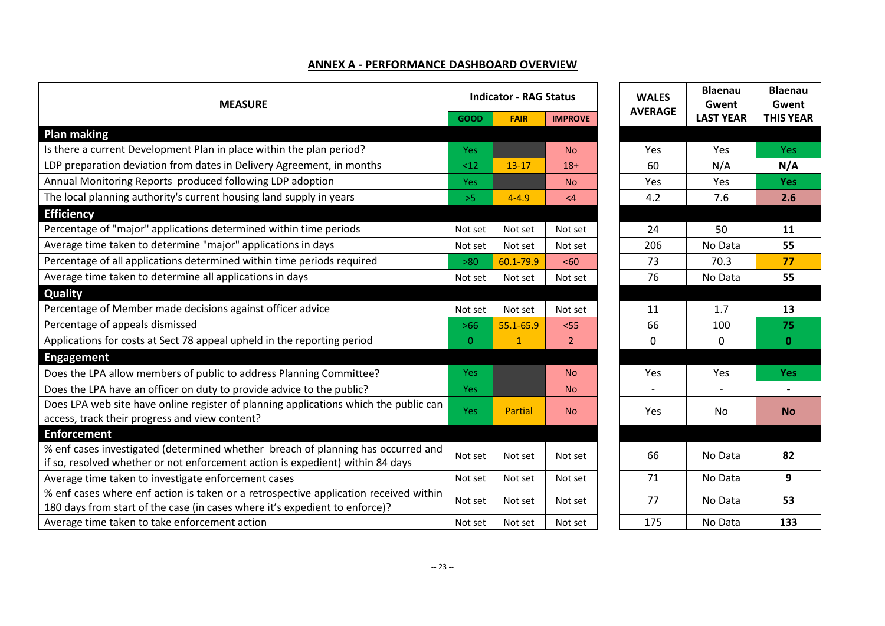## ANNEX A - PERFORMANCE DASHBOARD OVERVIEW

| MEASURE | Indicator - RAG Status | | | WALES AVERAGE | Blaenau Gwent LAST YEAR | Blaenau Gwent THIS YEAR |
|---|---|---|---|---|---|---|
| | GOOD | FAIR | IMPROVE | | | |
| **Plan making** | | | | | | |
| Is there a current Development Plan in place within the plan period? | Yes | | No | Yes | Yes | Yes |
| LDP preparation deviation from dates in Delivery Agreement, in months | <12 | 13-17 | 18+ | 60 | N/A | **N/A** |
| Annual Monitoring Reports produced following LDP adoption | Yes | | No | Yes | Yes | **Yes** |
| The local planning authority's current housing land supply in years | >5 | 4-4.9 | <4 | 4.2 | 7.6 | **2.6** |
| **Efficiency** | | | | | | |
| Percentage of "major" applications determined within time periods | Not set | Not set | Not set | 24 | 50 | **11** |
| Average time taken to determine "major" applications in days | Not set | Not set | Not set | 206 | No Data | **55** |
| Percentage of all applications determined within time periods required | >80 | 60.1-79.9 | <60 | 73 | 70.3 | **77** |
| Average time taken to determine all applications in days | Not set | Not set | Not set | 76 | No Data | **55** |
| **Quality** | | | | | | |
| Percentage of Member made decisions against officer advice | Not set | Not set | Not set | 11 | 1.7 | **13** |
| Percentage of appeals dismissed | >66 | 55.1-65.9 | <55 | 66 | 100 | **75** |
| Applications for costs at Sect 78 appeal upheld in the reporting period | 0 | 1 | 2 | 0 | 0 | **0** |
| **Engagement** | | | | | | |
| Does the LPA allow members of public to address Planning Committee? | Yes | | No | Yes | Yes | **Yes** |
| Does the LPA have an officer on duty to provide advice to the public? | Yes | | No | - | - | **-** |
| Does LPA web site have online register of planning applications which the public can access, track their progress and view content? | Yes | Partial | No | Yes | No | **No** |
| **Enforcement** | | | | | | |
| % enf cases investigated (determined whether breach of planning has occurred and if so, resolved whether or not enforcement action is expedient) within 84 days | Not set | Not set | Not set | 66 | No Data | **82** |
| Average time taken to investigate enforcement cases | Not set | Not set | Not set | 71 | No Data | **9** |
| % enf cases where enf action is taken or a retrospective application received within 180 days from start of the case (in cases where it's expedient to enforce)? | Not set | Not set | Not set | 77 | No Data | **53** |
| Average time taken to take enforcement action | Not set | Not set | Not set | 175 | No Data | **133** |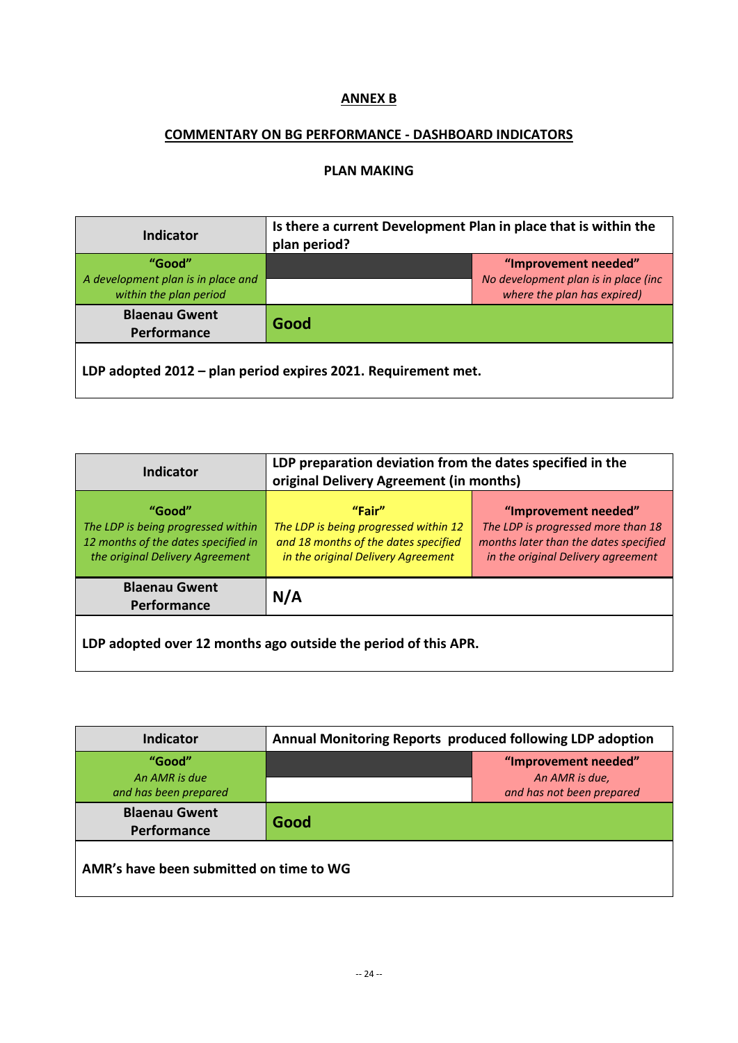**ANNEX B**

**COMMENTARY ON BG PERFORMANCE - DASHBOARD INDICATORS**

**PLAN MAKING**

| Indicator | Is there a current Development Plan in place that is within the plan period? | |
|---|---|---|
| **"Good"** *A development plan is in place and within the plan period* | | **"Improvement needed"** *No development plan is in place (inc where the plan has expired)* |
| **Blaenau Gwent Performance** | **Good** | |
| **LDP adopted 2012 – plan period expires 2021. Requirement met.** | | |

| Indicator | LDP preparation deviation from the dates specified in the original Delivery Agreement (in months) | |
|---|---|---|
| **"Good"** *The LDP is being progressed within 12 months of the dates specified in the original Delivery Agreement* | **"Fair"** *The LDP is being progressed within 12 and 18 months of the dates specified in the original Delivery Agreement* | **"Improvement needed"** *The LDP is progressed more than 18 months later than the dates specified in the original Delivery agreement* |
| **Blaenau Gwent Performance** | **N/A** | |
| **LDP adopted over 12 months ago outside the period of this APR.** | | |

| Indicator | Annual Monitoring Reports produced following LDP adoption | |
|---|---|---|
| **"Good"** *An AMR is due and has been prepared* | | **"Improvement needed"** *An AMR is due, and has not been prepared* |
| **Blaenau Gwent Performance** | **Good** | |
| **AMR's have been submitted on time to WG** | | |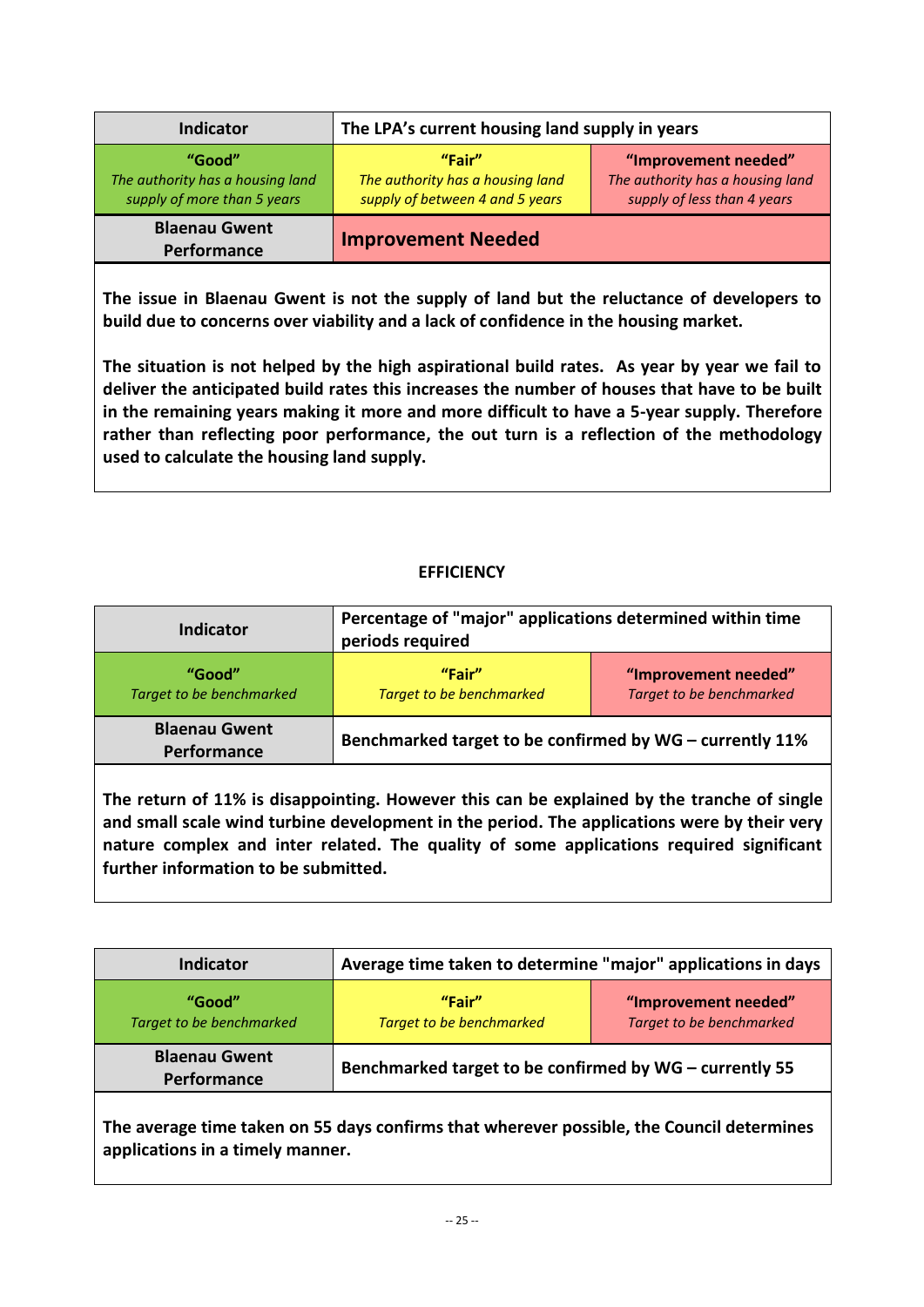| Indicator | The LPA's current housing land supply in years | |
|---|---|---|
| **"Good"** *The authority has a housing land supply of more than 5 years* | **"Fair"** *The authority has a housing land supply of between 4 and 5 years* | **"Improvement needed"** *The authority has a housing land supply of less than 4 years* |
| **Blaenau Gwent Performance** | **Improvement Needed** | |

**The issue in Blaenau Gwent is not the supply of land but the reluctance of developers to build due to concerns over viability and a lack of confidence in the housing market.**

**The situation is not helped by the high aspirational build rates. As year by year we fail to deliver the anticipated build rates this increases the number of houses that have to be built in the remaining years making it more and more difficult to have a 5-year supply. Therefore rather than reflecting poor performance, the out turn is a reflection of the methodology used to calculate the housing land supply.**

## EFFICIENCY

| Indicator | Percentage of "major" applications determined within time periods required | |
|---|---|---|
| **"Good"** *Target to be benchmarked* | **"Fair"** *Target to be benchmarked* | **"Improvement needed"** *Target to be benchmarked* |
| **Blaenau Gwent Performance** | **Benchmarked target to be confirmed by WG – currently 11%** | |

**The return of 11% is disappointing. However this can be explained by the tranche of single and small scale wind turbine development in the period. The applications were by their very nature complex and inter related. The quality of some applications required significant further information to be submitted.**

| Indicator | Average time taken to determine "major" applications in days | |
|---|---|---|
| **"Good"** *Target to be benchmarked* | **"Fair"** *Target to be benchmarked* | **"Improvement needed"** *Target to be benchmarked* |
| **Blaenau Gwent Performance** | **Benchmarked target to be confirmed by WG – currently 55** | |

**The average time taken on 55 days confirms that wherever possible, the Council determines applications in a timely manner.**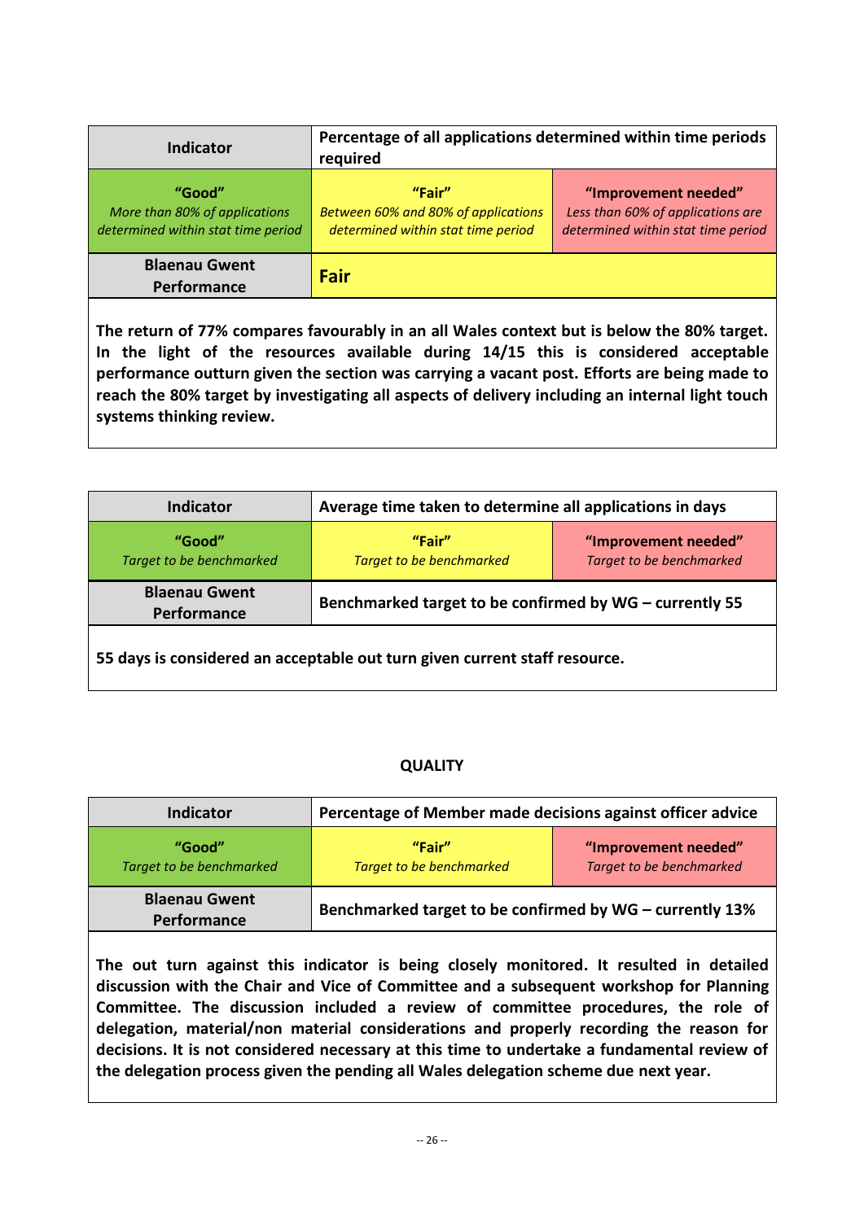| Indicator | Percentage of all applications determined within time periods required | |
|---|---|---|
| **"Good"** *More than 80% of applications determined within stat time period* | **"Fair"** *Between 60% and 80% of applications determined within stat time period* | **"Improvement needed"** *Less than 60% of applications are determined within stat time period* |
| **Blaenau Gwent Performance** | **Fair** | |

**The return of 77% compares favourably in an all Wales context but is below the 80% target. In the light of the resources available during 14/15 this is considered acceptable performance outturn given the section was carrying a vacant post. Efforts are being made to reach the 80% target by investigating all aspects of delivery including an internal light touch systems thinking review.**

| Indicator | Average time taken to determine all applications in days | |
|---|---|---|
| **"Good"** *Target to be benchmarked* | **"Fair"** *Target to be benchmarked* | **"Improvement needed"** *Target to be benchmarked* |
| **Blaenau Gwent Performance** | **Benchmarked target to be confirmed by WG – currently 55** | |

**55 days is considered an acceptable out turn given current staff resource.**

## QUALITY

| Indicator | Percentage of Member made decisions against officer advice | |
|---|---|---|
| **"Good"** *Target to be benchmarked* | **"Fair"** *Target to be benchmarked* | **"Improvement needed"** *Target to be benchmarked* |
| **Blaenau Gwent Performance** | **Benchmarked target to be confirmed by WG – currently 13%** | |

**The out turn against this indicator is being closely monitored. It resulted in detailed discussion with the Chair and Vice of Committee and a subsequent workshop for Planning Committee. The discussion included a review of committee procedures, the role of delegation, material/non material considerations and properly recording the reason for decisions. It is not considered necessary at this time to undertake a fundamental review of the delegation process given the pending all Wales delegation scheme due next year.**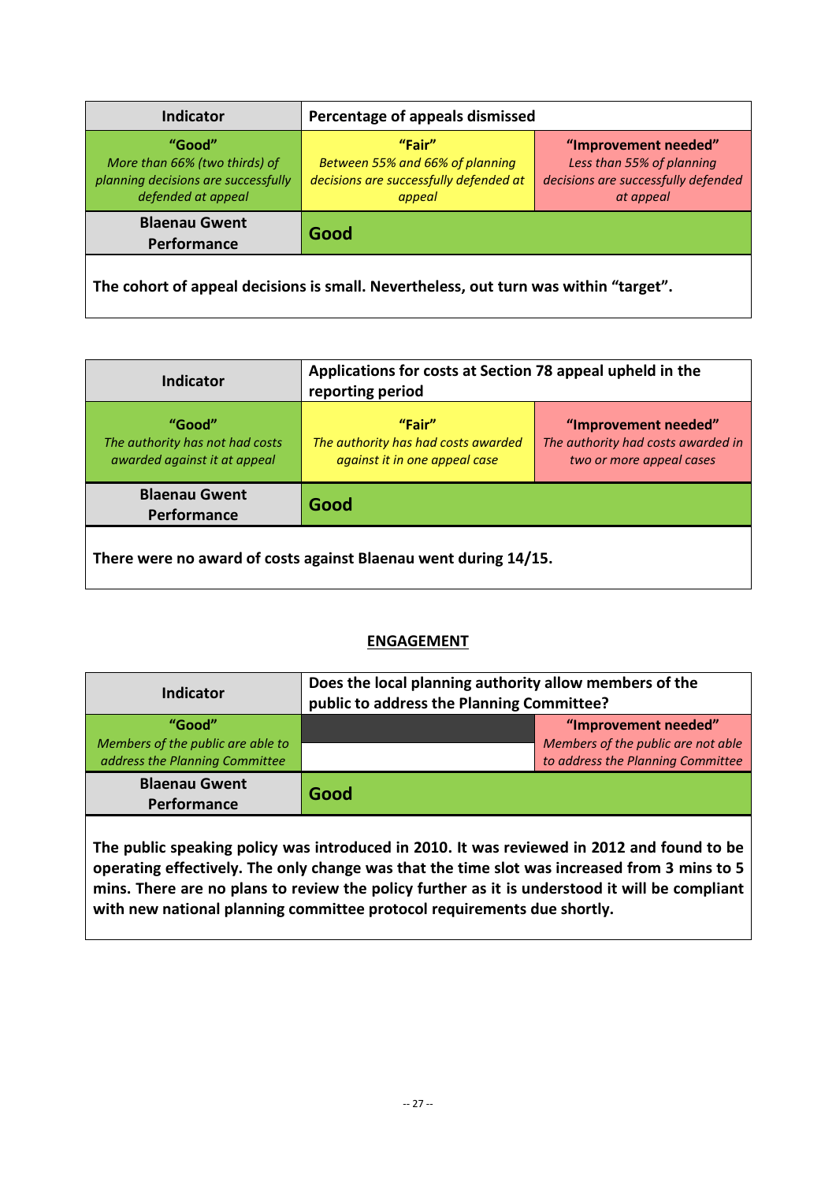| Indicator | Percentage of appeals dismissed | |
|---|---|---|
| **"Good"** *More than 66% (two thirds) of planning decisions are successfully defended at appeal* | **"Fair"** *Between 55% and 66% of planning decisions are successfully defended at appeal* | **"Improvement needed"** *Less than 55% of planning decisions are successfully defended at appeal* |
| **Blaenau Gwent Performance** | **Good** | |
| **The cohort of appeal decisions is small. Nevertheless, out turn was within "target".** | | |

| Indicator | Applications for costs at Section 78 appeal upheld in the reporting period | |
|---|---|---|
| **"Good"** *The authority has not had costs awarded against it at appeal* | **"Fair"** *The authority has had costs awarded against it in one appeal case* | **"Improvement needed"** *The authority had costs awarded in two or more appeal cases* |
| **Blaenau Gwent Performance** | **Good** | |
| **There were no award of costs against Blaenau went during 14/15.** | | |

## ENGAGEMENT

| Indicator | Does the local planning authority allow members of the public to address the Planning Committee? | |
|---|---|---|
| **"Good"** *Members of the public are able to address the Planning Committee* | | **"Improvement needed"** *Members of the public are not able to address the Planning Committee* |
| **Blaenau Gwent Performance** | **Good** | |
| **The public speaking policy was introduced in 2010. It was reviewed in 2012 and found to be operating effectively. The only change was that the time slot was increased from 3 mins to 5 mins. There are no plans to review the policy further as it is understood it will be compliant with new national planning committee protocol requirements due shortly.** | | |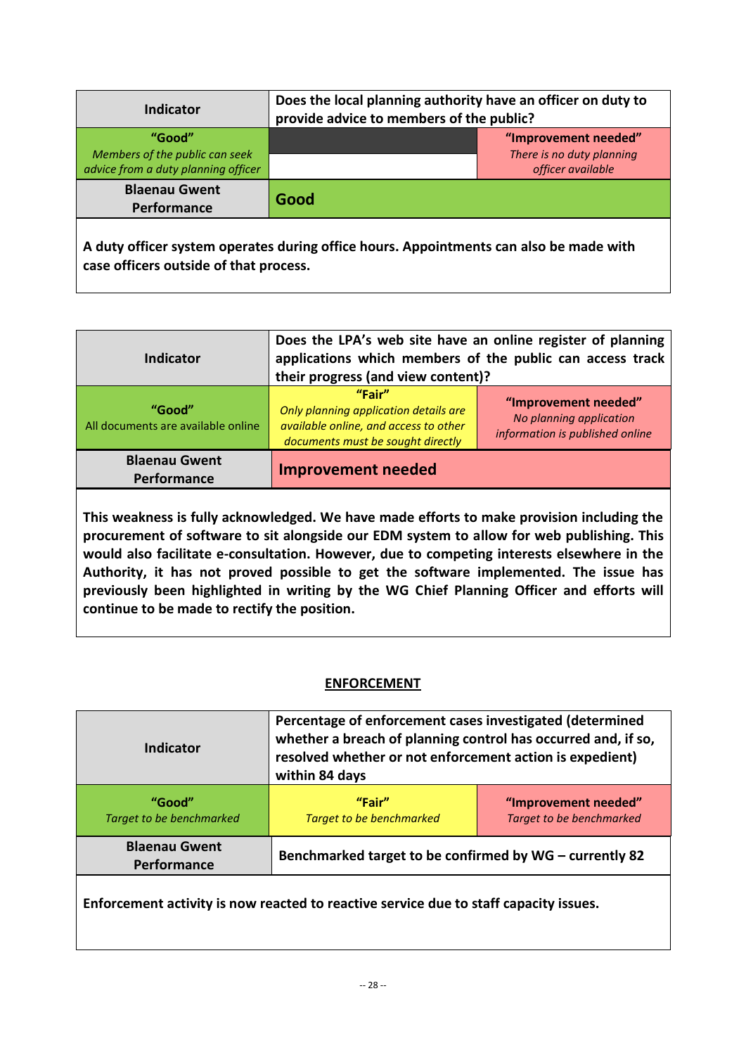| Indicator | Does the local planning authority have an officer on duty to provide advice to members of the public? | |
|---|---|---|
| **"Good"** *Members of the public can seek advice from a duty planning officer* | | **"Improvement needed"** *There is no duty planning officer available* |
| **Blaenau Gwent Performance** | **Good** | |

**A duty officer system operates during office hours. Appointments can also be made with case officers outside of that process.**

| Indicator | Does the LPA's web site have an online register of planning applications which members of the public can access track their progress (and view content)? | |
|---|---|---|
| **"Good"** All documents are available online | **"Fair"** *Only planning application details are available online, and access to other documents must be sought directly* | **"Improvement needed"** *No planning application information is published online* |
| **Blaenau Gwent Performance** | **Improvement needed** | |

**This weakness is fully acknowledged. We have made efforts to make provision including the procurement of software to sit alongside our EDM system to allow for web publishing. This would also facilitate e-consultation. However, due to competing interests elsewhere in the Authority, it has not proved possible to get the software implemented. The issue has previously been highlighted in writing by the WG Chief Planning Officer and efforts will continue to be made to rectify the position.**

## ENFORCEMENT

| Indicator | Percentage of enforcement cases investigated (determined whether a breach of planning control has occurred and, if so, resolved whether or not enforcement action is expedient) within 84 days | |
|---|---|---|
| **"Good"** *Target to be benchmarked* | **"Fair"** *Target to be benchmarked* | **"Improvement needed"** *Target to be benchmarked* |
| **Blaenau Gwent Performance** | **Benchmarked target to be confirmed by WG – currently 82** | |

**Enforcement activity is now reacted to reactive service due to staff capacity issues.**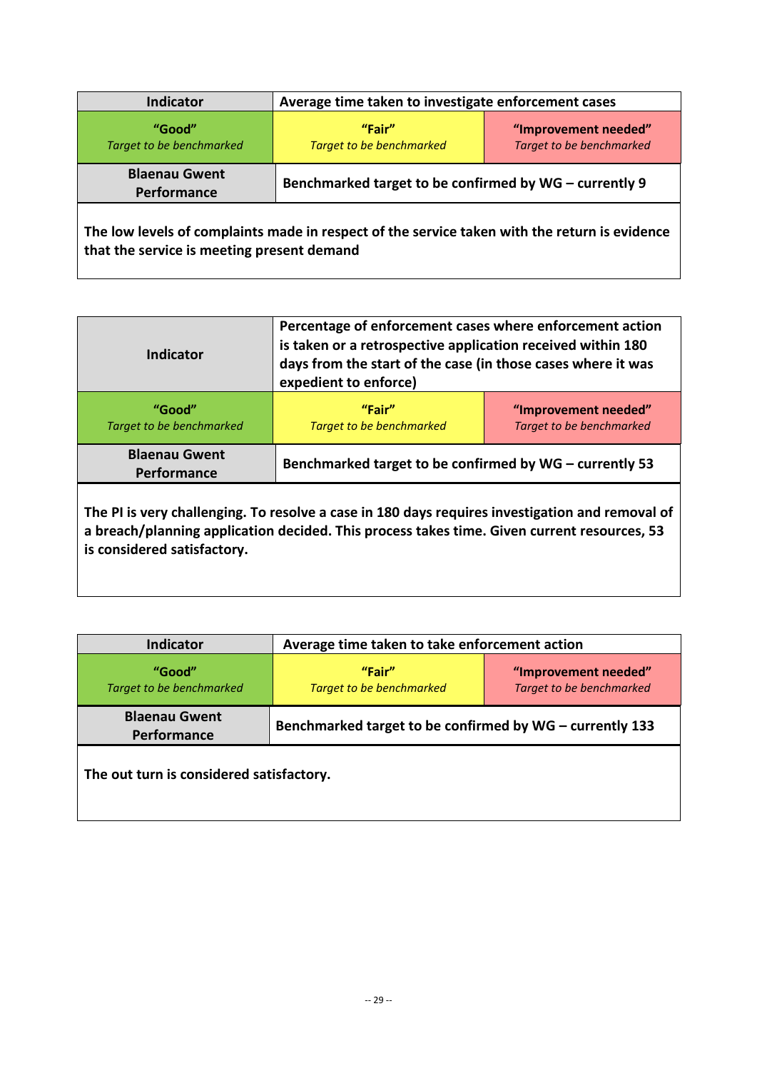| **Indicator** | **Average time taken to investigate enforcement cases** | |
|---|---|---|
| **“Good”** *Target to be benchmarked* | **“Fair”** *Target to be benchmarked* | **“Improvement needed”** *Target to be benchmarked* |
| **Blaenau Gwent Performance** | **Benchmarked target to be confirmed by WG – currently 9** | |

**The low levels of complaints made in respect of the service taken with the return is evidence that the service is meeting present demand**

| **Indicator** | **Percentage of enforcement cases where enforcement action is taken or a retrospective application received within 180 days from the start of the case (in those cases where it was expedient to enforce)** | |
|---|---|---|
| **“Good”** *Target to be benchmarked* | **“Fair”** *Target to be benchmarked* | **“Improvement needed”** *Target to be benchmarked* |
| **Blaenau Gwent Performance** | **Benchmarked target to be confirmed by WG – currently 53** | |

**The PI is very challenging. To resolve a case in 180 days requires investigation and removal of a breach/planning application decided. This process takes time. Given current resources, 53 is considered satisfactory.**

| **Indicator** | **Average time taken to take enforcement action** | |
|---|---|---|
| **“Good”** *Target to be benchmarked* | **“Fair”** *Target to be benchmarked* | **“Improvement needed”** *Target to be benchmarked* |
| **Blaenau Gwent Performance** | **Benchmarked target to be confirmed by WG – currently 133** | |

**The out turn is considered satisfactory.**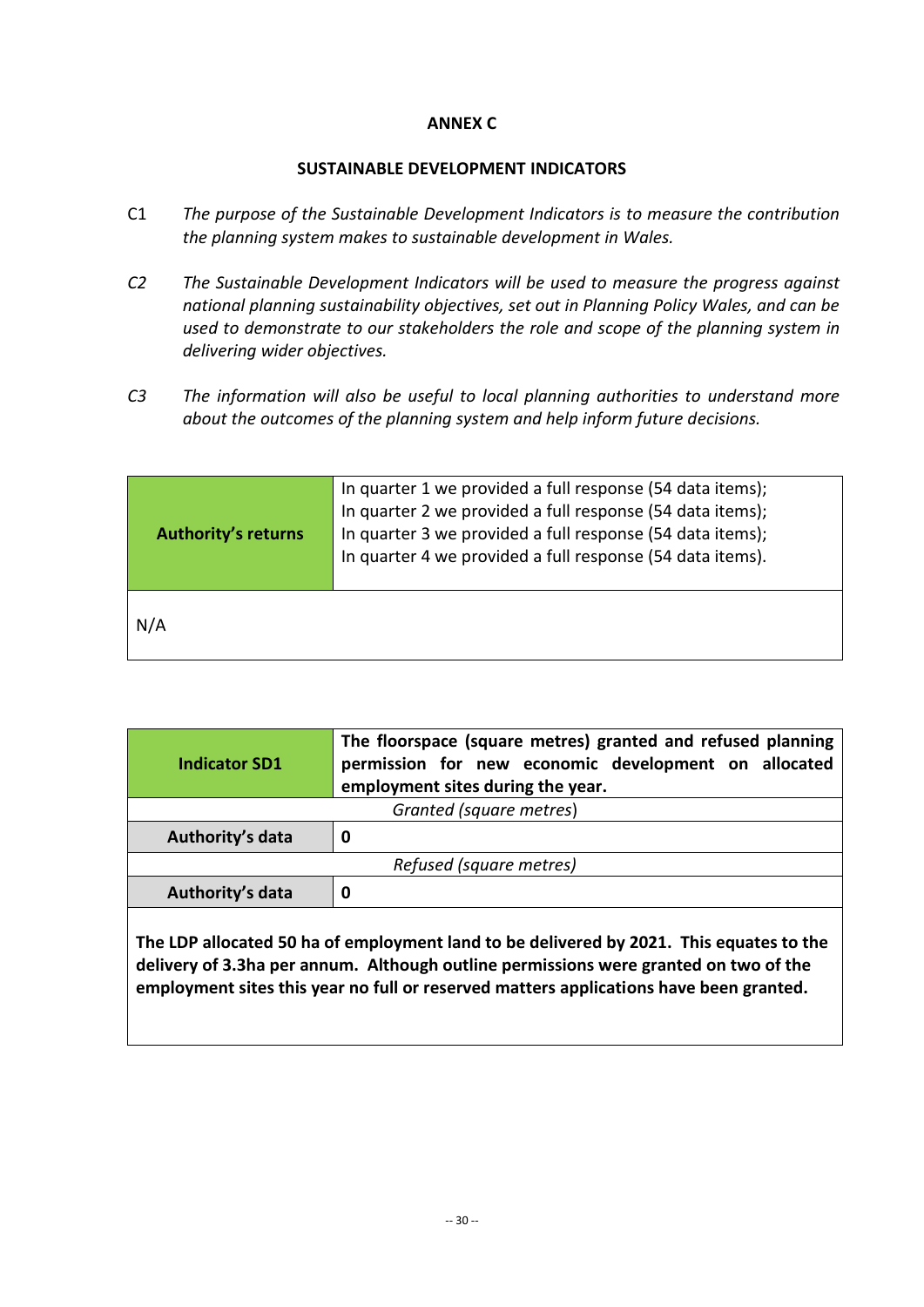**ANNEX C**

**SUSTAINABLE DEVELOPMENT INDICATORS**

C1 *The purpose of the Sustainable Development Indicators is to measure the contribution the planning system makes to sustainable development in Wales.*

*C2 The Sustainable Development Indicators will be used to measure the progress against national planning sustainability objectives, set out in Planning Policy Wales, and can be used to demonstrate to our stakeholders the role and scope of the planning system in delivering wider objectives.*

*C3 The information will also be useful to local planning authorities to understand more about the outcomes of the planning system and help inform future decisions.*

| **Authority's returns** | In quarter 1 we provided a full response (54 data items); In quarter 2 we provided a full response (54 data items); In quarter 3 we provided a full response (54 data items); In quarter 4 we provided a full response (54 data items). |
|---|---|
| N/A | |

| **Indicator SD1** | **The floorspace (square metres) granted and refused planning permission for new economic development on allocated employment sites during the year.** |
|---|---|
| *Granted (square metres)* | |
| **Authority's data** | **0** |
| *Refused (square metres)* | |
| **Authority's data** | **0** |
| **The LDP allocated 50 ha of employment land to be delivered by 2021. This equates to the delivery of 3.3ha per annum. Although outline permissions were granted on two of the employment sites this year no full or reserved matters applications have been granted.** | |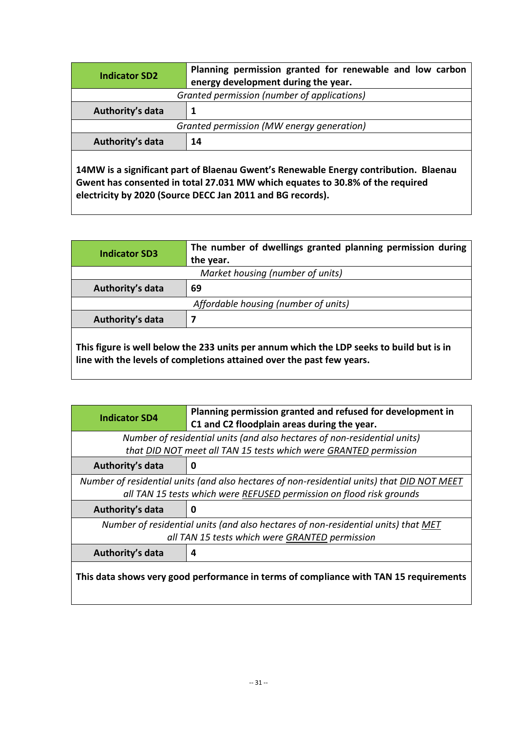| **Indicator SD2** | **Planning permission granted for renewable and low carbon energy development during the year.** |
|---|---|
| *Granted permission (number of applications)* | |
| **Authority's data** | **1** |
| *Granted permission (MW energy generation)* | |
| **Authority's data** | **14** |

**14MW is a significant part of Blaenau Gwent's Renewable Energy contribution. Blaenau Gwent has consented in total 27.031 MW which equates to 30.8% of the required electricity by 2020 (Source DECC Jan 2011 and BG records).**

| **Indicator SD3** | **The number of dwellings granted planning permission during the year.** |
|---|---|
| *Market housing (number of units)* | |
| **Authority's data** | **69** |
| *Affordable housing (number of units)* | |
| **Authority's data** | **7** |

**This figure is well below the 233 units per annum which the LDP seeks to build but is in line with the levels of completions attained over the past few years.**

| **Indicator SD4** | **Planning permission granted and refused for development in C1 and C2 floodplain areas during the year.** |
|---|---|
| *Number of residential units (and also hectares of non-residential units) that DID NOT meet all TAN 15 tests which were GRANTED permission* | |
| **Authority's data** | **0** |
| *Number of residential units (and also hectares of non-residential units) that DID NOT MEET all TAN 15 tests which were REFUSED permission on flood risk grounds* | |
| **Authority's data** | **0** |
| *Number of residential units (and also hectares of non-residential units) that MET all TAN 15 tests which were GRANTED permission* | |
| **Authority's data** | **4** |

**This data shows very good performance in terms of compliance with TAN 15 requirements**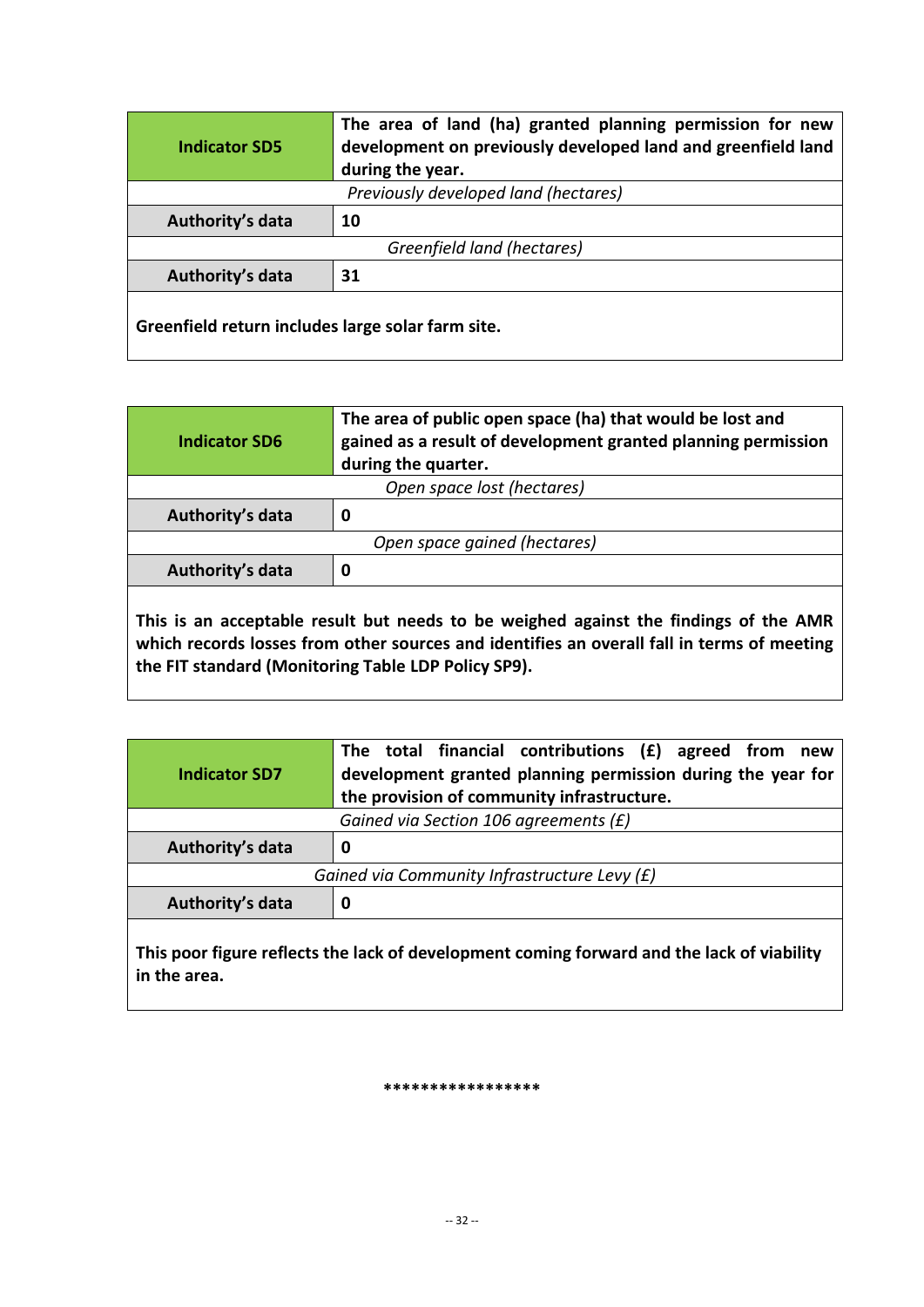| Indicator SD5 | The area of land (ha) granted planning permission for new development on previously developed land and greenfield land during the year. |
| --- | --- |
| *Previously developed land (hectares)* | |
| **Authority's data** | **10** |
| *Greenfield land (hectares)* | |
| **Authority's data** | **31** |
| **Greenfield return includes large solar farm site.** | |

| Indicator SD6 | The area of public open space (ha) that would be lost and gained as a result of development granted planning permission during the quarter. |
| --- | --- |
| *Open space lost (hectares)* | |
| **Authority's data** | **0** |
| *Open space gained (hectares)* | |
| **Authority's data** | **0** |
| **This is an acceptable result but needs to be weighed against the findings of the AMR which records losses from other sources and identifies an overall fall in terms of meeting the FIT standard (Monitoring Table LDP Policy SP9).** | |

| Indicator SD7 | The total financial contributions (£) agreed from new development granted planning permission during the year for the provision of community infrastructure. |
| --- | --- |
| *Gained via Section 106 agreements (£)* | |
| **Authority's data** | **0** |
| *Gained via Community Infrastructure Levy (£)* | |
| **Authority's data** | **0** |
| **This poor figure reflects the lack of development coming forward and the lack of viability in the area.** | |

*****************